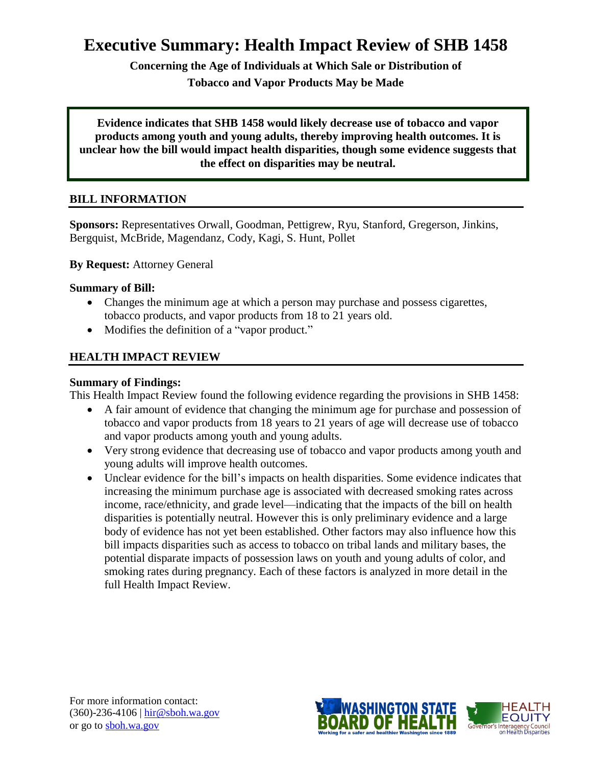# Executive Summary: Health Impact Review of SHB 1458

**Concerning the Age of Individuals at Which Sale or Distribution of Tobacco and Vapor Products May be Made**

**Evidence indicates that SHB 1458 would likely decrease use of tobacco and vapor products among youth and young adults, thereby improving health outcomes. It is unclear how the bill would impact health disparities, though some evidence suggests that the effect on disparities may be neutral.**

## BILL INFORMATION

**Sponsors:** Representatives Orwall, Goodman, Pettigrew, Ryu, Stanford, Gregerson, Jinkins, Bergquist, McBride, Magendanz, Cody, Kagi, S. Hunt, Pollet

**By Request:** Attorney General

**Summary of Bill:**

- Changes the minimum age at which a person may purchase and possess cigarettes, tobacco products, and vapor products from 18 to 21 years old.
- Modifies the definition of a "vapor product."

## HEALTH IMPACT REVIEW

**Summary of Findings:**

This Health Impact Review found the following evidence regarding the provisions in SHB 1458:

- A fair amount of evidence that changing the minimum age for purchase and possession of tobacco and vapor products from 18 years to 21 years of age will decrease use of tobacco and vapor products among youth and young adults.
- Very strong evidence that decreasing use of tobacco and vapor products among youth and young adults will improve health outcomes.
- Unclear evidence for the bill's impacts on health disparities. Some evidence indicates that increasing the minimum purchase age is associated with decreased smoking rates across income, race/ethnicity, and grade level—indicating that the impacts of the bill on health disparities is potentially neutral. However this is only preliminary evidence and a large body of evidence has not yet been established. Other factors may also influence how this bill impacts disparities such as access to tobacco on tribal lands and military bases, the potential disparate impacts of possession laws on youth and young adults of color, and smoking rates during pregnancy. Each of these factors is analyzed in more detail in the full Health Impact Review.

For more information contact:
(360)-236-4106 | hir@sboh.wa.gov
or go to sboh.wa.gov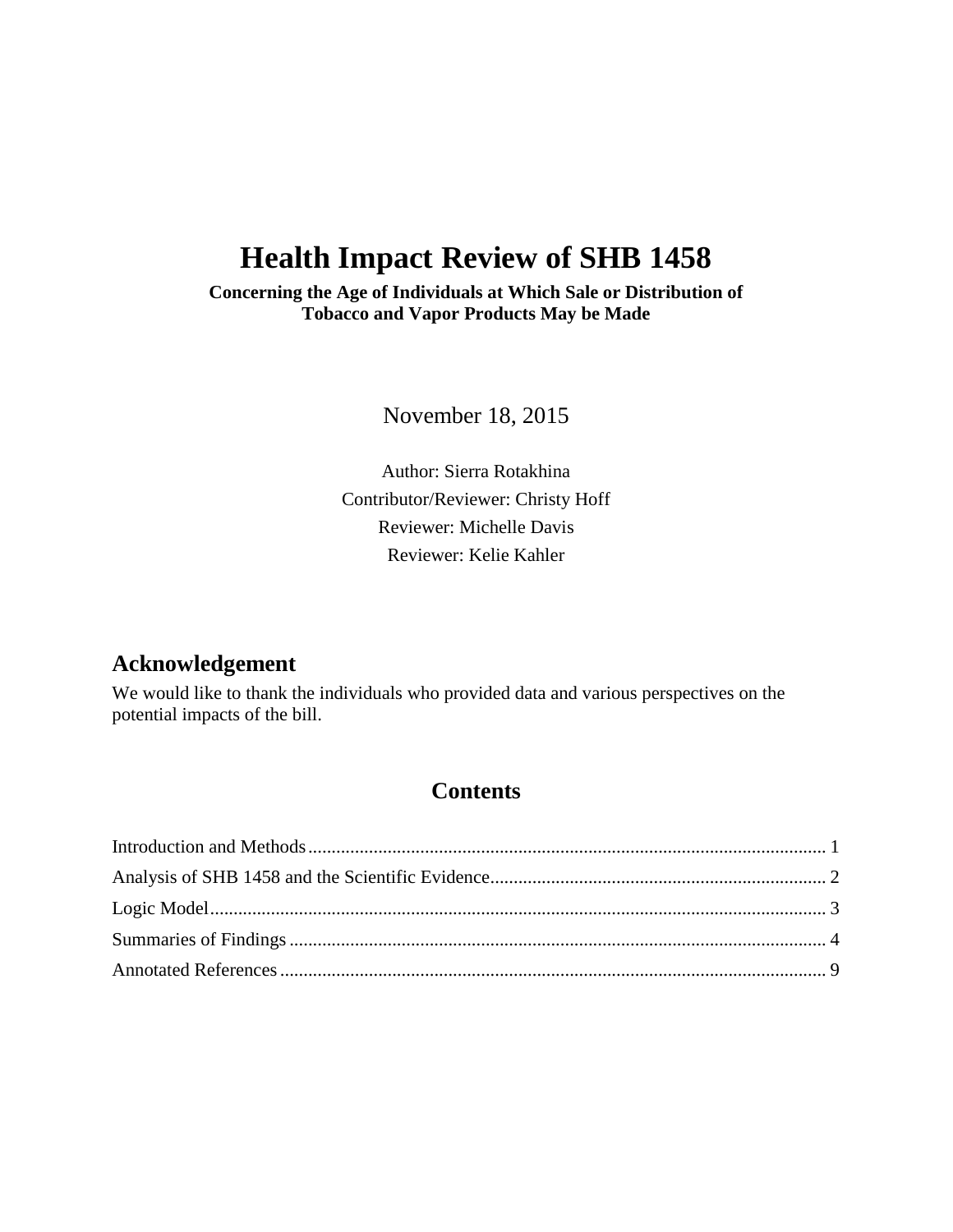# Health Impact Review of SHB 1458

**Concerning the Age of Individuals at Which Sale or Distribution of Tobacco and Vapor Products May be Made**

November 18, 2015

Author: Sierra Rotakhina
Contributor/Reviewer: Christy Hoff
Reviewer: Michelle Davis
Reviewer: Kelie Kahler

## Acknowledgement

We would like to thank the individuals who provided data and various perspectives on the potential impacts of the bill.

## Contents

Introduction and Methods ............ 1
Analysis of SHB 1458 and the Scientific Evidence ............ 2
Logic Model ............ 3
Summaries of Findings ............ 4
Annotated References ............ 9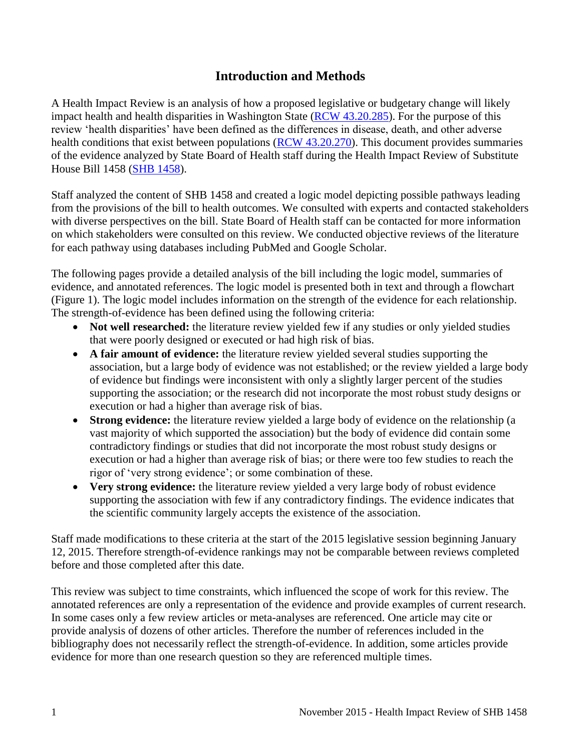# Introduction and Methods

A Health Impact Review is an analysis of how a proposed legislative or budgetary change will likely impact health and health disparities in Washington State (RCW 43.20.285). For the purpose of this review 'health disparities' have been defined as the differences in disease, death, and other adverse health conditions that exist between populations (RCW 43.20.270). This document provides summaries of the evidence analyzed by State Board of Health staff during the Health Impact Review of Substitute House Bill 1458 (SHB 1458).

Staff analyzed the content of SHB 1458 and created a logic model depicting possible pathways leading from the provisions of the bill to health outcomes. We consulted with experts and contacted stakeholders with diverse perspectives on the bill. State Board of Health staff can be contacted for more information on which stakeholders were consulted on this review. We conducted objective reviews of the literature for each pathway using databases including PubMed and Google Scholar.

The following pages provide a detailed analysis of the bill including the logic model, summaries of evidence, and annotated references. The logic model is presented both in text and through a flowchart (Figure 1). The logic model includes information on the strength of the evidence for each relationship. The strength-of-evidence has been defined using the following criteria:

- **Not well researched:** the literature review yielded few if any studies or only yielded studies that were poorly designed or executed or had high risk of bias.
- **A fair amount of evidence:** the literature review yielded several studies supporting the association, but a large body of evidence was not established; or the review yielded a large body of evidence but findings were inconsistent with only a slightly larger percent of the studies supporting the association; or the research did not incorporate the most robust study designs or execution or had a higher than average risk of bias.
- **Strong evidence:** the literature review yielded a large body of evidence on the relationship (a vast majority of which supported the association) but the body of evidence did contain some contradictory findings or studies that did not incorporate the most robust study designs or execution or had a higher than average risk of bias; or there were too few studies to reach the rigor of 'very strong evidence'; or some combination of these.
- **Very strong evidence:** the literature review yielded a very large body of robust evidence supporting the association with few if any contradictory findings. The evidence indicates that the scientific community largely accepts the existence of the association.

Staff made modifications to these criteria at the start of the 2015 legislative session beginning January 12, 2015. Therefore strength-of-evidence rankings may not be comparable between reviews completed before and those completed after this date.

This review was subject to time constraints, which influenced the scope of work for this review. The annotated references are only a representation of the evidence and provide examples of current research. In some cases only a few review articles or meta-analyses are referenced. One article may cite or provide analysis of dozens of other articles. Therefore the number of references included in the bibliography does not necessarily reflect the strength-of-evidence. In addition, some articles provide evidence for more than one research question so they are referenced multiple times.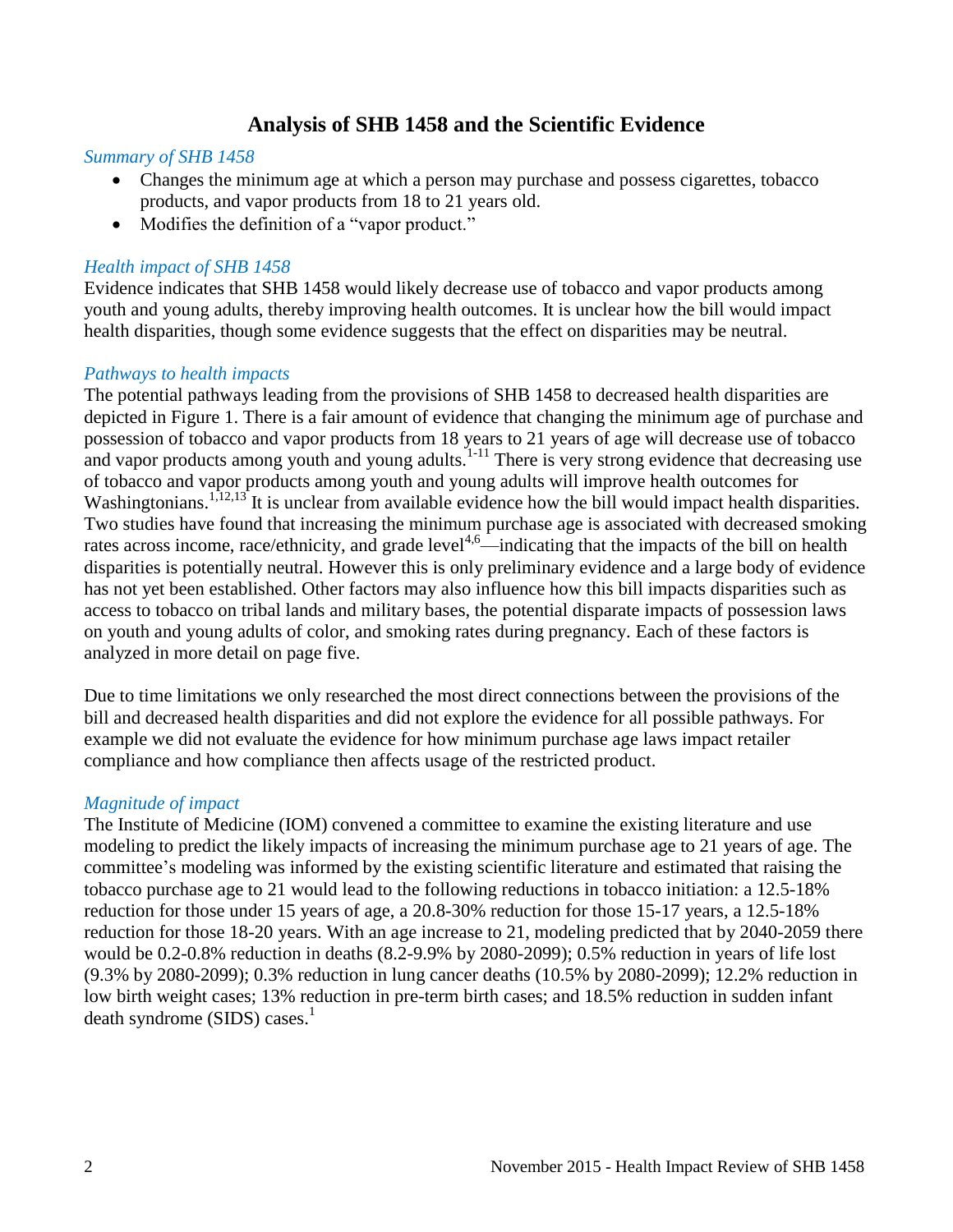## Analysis of SHB 1458 and the Scientific Evidence

### *Summary of SHB 1458*

- Changes the minimum age at which a person may purchase and possess cigarettes, tobacco products, and vapor products from 18 to 21 years old.
- Modifies the definition of a "vapor product."

### *Health impact of SHB 1458*

Evidence indicates that SHB 1458 would likely decrease use of tobacco and vapor products among youth and young adults, thereby improving health outcomes. It is unclear how the bill would impact health disparities, though some evidence suggests that the effect on disparities may be neutral.

### *Pathways to health impacts*

The potential pathways leading from the provisions of SHB 1458 to decreased health disparities are depicted in Figure 1. There is a fair amount of evidence that changing the minimum age of purchase and possession of tobacco and vapor products from 18 years to 21 years of age will decrease use of tobacco and vapor products among youth and young adults.[1-11] There is very strong evidence that decreasing use of tobacco and vapor products among youth and young adults will improve health outcomes for Washingtonians.[1,12,13] It is unclear from available evidence how the bill would impact health disparities. Two studies have found that increasing the minimum purchase age is associated with decreased smoking rates across income, race/ethnicity, and grade level[4,6]—indicating that the impacts of the bill on health disparities is potentially neutral. However this is only preliminary evidence and a large body of evidence has not yet been established. Other factors may also influence how this bill impacts disparities such as access to tobacco on tribal lands and military bases, the potential disparate impacts of possession laws on youth and young adults of color, and smoking rates during pregnancy. Each of these factors is analyzed in more detail on page five.

Due to time limitations we only researched the most direct connections between the provisions of the bill and decreased health disparities and did not explore the evidence for all possible pathways. For example we did not evaluate the evidence for how minimum purchase age laws impact retailer compliance and how compliance then affects usage of the restricted product.

### *Magnitude of impact*

The Institute of Medicine (IOM) convened a committee to examine the existing literature and use modeling to predict the likely impacts of increasing the minimum purchase age to 21 years of age. The committee's modeling was informed by the existing scientific literature and estimated that raising the tobacco purchase age to 21 would lead to the following reductions in tobacco initiation: a 12.5-18% reduction for those under 15 years of age, a 20.8-30% reduction for those 15-17 years, a 12.5-18% reduction for those 18-20 years. With an age increase to 21, modeling predicted that by 2040-2059 there would be 0.2-0.8% reduction in deaths (8.2-9.9% by 2080-2099); 0.5% reduction in years of life lost (9.3% by 2080-2099); 0.3% reduction in lung cancer deaths (10.5% by 2080-2099); 12.2% reduction in low birth weight cases; 13% reduction in pre-term birth cases; and 18.5% reduction in sudden infant death syndrome (SIDS) cases.[1]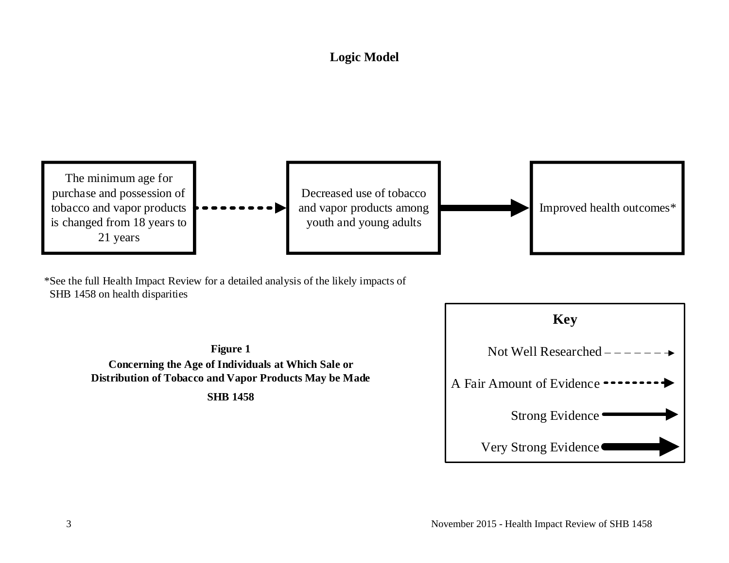# Logic Model

The minimum age for purchase and possession of tobacco and vapor products is changed from 18 years to 21 years → Decreased use of tobacco and vapor products among youth and young adults → Improved health outcomes*

*See the full Health Impact Review for a detailed analysis of the likely impacts of SHB 1458 on health disparities

**Figure 1**

**Concerning the Age of Individuals at Which Sale or Distribution of Tobacco and Vapor Products May be Made**

**SHB 1458**

**Key**

- Not Well Researched
- A Fair Amount of Evidence
- Strong Evidence
- Very Strong Evidence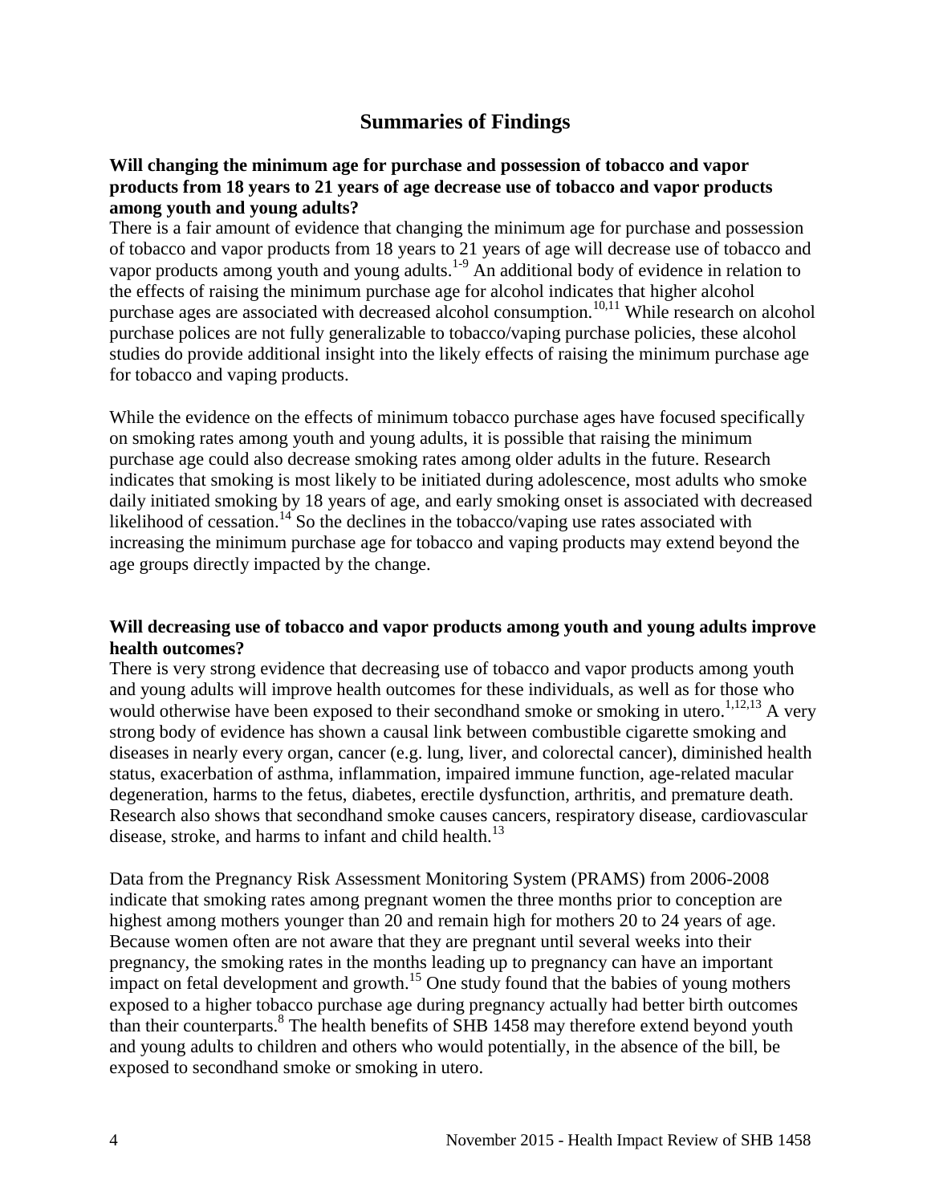## Summaries of Findings

**Will changing the minimum age for purchase and possession of tobacco and vapor products from 18 years to 21 years of age decrease use of tobacco and vapor products among youth and young adults?**

There is a fair amount of evidence that changing the minimum age for purchase and possession of tobacco and vapor products from 18 years to 21 years of age will decrease use of tobacco and vapor products among youth and young adults.[1-9] An additional body of evidence in relation to the effects of raising the minimum purchase age for alcohol indicates that higher alcohol purchase ages are associated with decreased alcohol consumption.[10,11] While research on alcohol purchase polices are not fully generalizable to tobacco/vaping purchase policies, these alcohol studies do provide additional insight into the likely effects of raising the minimum purchase age for tobacco and vaping products.

While the evidence on the effects of minimum tobacco purchase ages have focused specifically on smoking rates among youth and young adults, it is possible that raising the minimum purchase age could also decrease smoking rates among older adults in the future. Research indicates that smoking is most likely to be initiated during adolescence, most adults who smoke daily initiated smoking by 18 years of age, and early smoking onset is associated with decreased likelihood of cessation.[14] So the declines in the tobacco/vaping use rates associated with increasing the minimum purchase age for tobacco and vaping products may extend beyond the age groups directly impacted by the change.

**Will decreasing use of tobacco and vapor products among youth and young adults improve health outcomes?**

There is very strong evidence that decreasing use of tobacco and vapor products among youth and young adults will improve health outcomes for these individuals, as well as for those who would otherwise have been exposed to their secondhand smoke or smoking in utero.[1,12,13] A very strong body of evidence has shown a causal link between combustible cigarette smoking and diseases in nearly every organ, cancer (e.g. lung, liver, and colorectal cancer), diminished health status, exacerbation of asthma, inflammation, impaired immune function, age-related macular degeneration, harms to the fetus, diabetes, erectile dysfunction, arthritis, and premature death. Research also shows that secondhand smoke causes cancers, respiratory disease, cardiovascular disease, stroke, and harms to infant and child health.[13]

Data from the Pregnancy Risk Assessment Monitoring System (PRAMS) from 2006-2008 indicate that smoking rates among pregnant women the three months prior to conception are highest among mothers younger than 20 and remain high for mothers 20 to 24 years of age. Because women often are not aware that they are pregnant until several weeks into their pregnancy, the smoking rates in the months leading up to pregnancy can have an important impact on fetal development and growth.[15] One study found that the babies of young mothers exposed to a higher tobacco purchase age during pregnancy actually had better birth outcomes than their counterparts.[8] The health benefits of SHB 1458 may therefore extend beyond youth and young adults to children and others who would potentially, in the absence of the bill, be exposed to secondhand smoke or smoking in utero.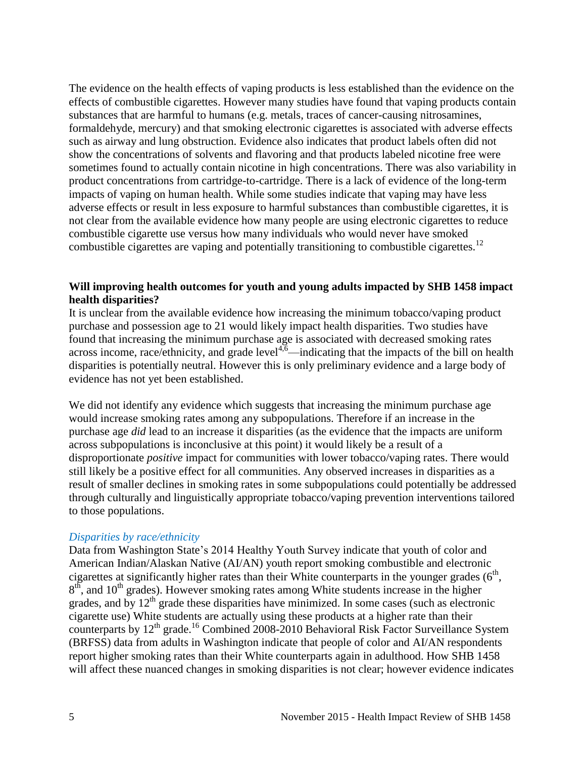The evidence on the health effects of vaping products is less established than the evidence on the effects of combustible cigarettes. However many studies have found that vaping products contain substances that are harmful to humans (e.g. metals, traces of cancer-causing nitrosamines, formaldehyde, mercury) and that smoking electronic cigarettes is associated with adverse effects such as airway and lung obstruction. Evidence also indicates that product labels often did not show the concentrations of solvents and flavoring and that products labeled nicotine free were sometimes found to actually contain nicotine in high concentrations. There was also variability in product concentrations from cartridge-to-cartridge. There is a lack of evidence of the long-term impacts of vaping on human health. While some studies indicate that vaping may have less adverse effects or result in less exposure to harmful substances than combustible cigarettes, it is not clear from the available evidence how many people are using electronic cigarettes to reduce combustible cigarette use versus how many individuals who would never have smoked combustible cigarettes are vaping and potentially transitioning to combustible cigarettes.[12]

**Will improving health outcomes for youth and young adults impacted by SHB 1458 impact health disparities?**

It is unclear from the available evidence how increasing the minimum tobacco/vaping product purchase and possession age to 21 would likely impact health disparities. Two studies have found that increasing the minimum purchase age is associated with decreased smoking rates across income, race/ethnicity, and grade level[4,6]—indicating that the impacts of the bill on health disparities is potentially neutral. However this is only preliminary evidence and a large body of evidence has not yet been established.

We did not identify any evidence which suggests that increasing the minimum purchase age would increase smoking rates among any subpopulations. Therefore if an increase in the purchase age *did* lead to an increase it disparities (as the evidence that the impacts are uniform across subpopulations is inconclusive at this point) it would likely be a result of a disproportionate *positive* impact for communities with lower tobacco/vaping rates. There would still likely be a positive effect for all communities. Any observed increases in disparities as a result of smaller declines in smoking rates in some subpopulations could potentially be addressed through culturally and linguistically appropriate tobacco/vaping prevention interventions tailored to those populations.

*Disparities by race/ethnicity*

Data from Washington State's 2014 Healthy Youth Survey indicate that youth of color and American Indian/Alaskan Native (AI/AN) youth report smoking combustible and electronic cigarettes at significantly higher rates than their White counterparts in the younger grades (6th, 8th, and 10th grades). However smoking rates among White students increase in the higher grades, and by 12th grade these disparities have minimized. In some cases (such as electronic cigarette use) White students are actually using these products at a higher rate than their counterparts by 12th grade.[16] Combined 2008-2010 Behavioral Risk Factor Surveillance System (BRFSS) data from adults in Washington indicate that people of color and AI/AN respondents report higher smoking rates than their White counterparts again in adulthood. How SHB 1458 will affect these nuanced changes in smoking disparities is not clear; however evidence indicates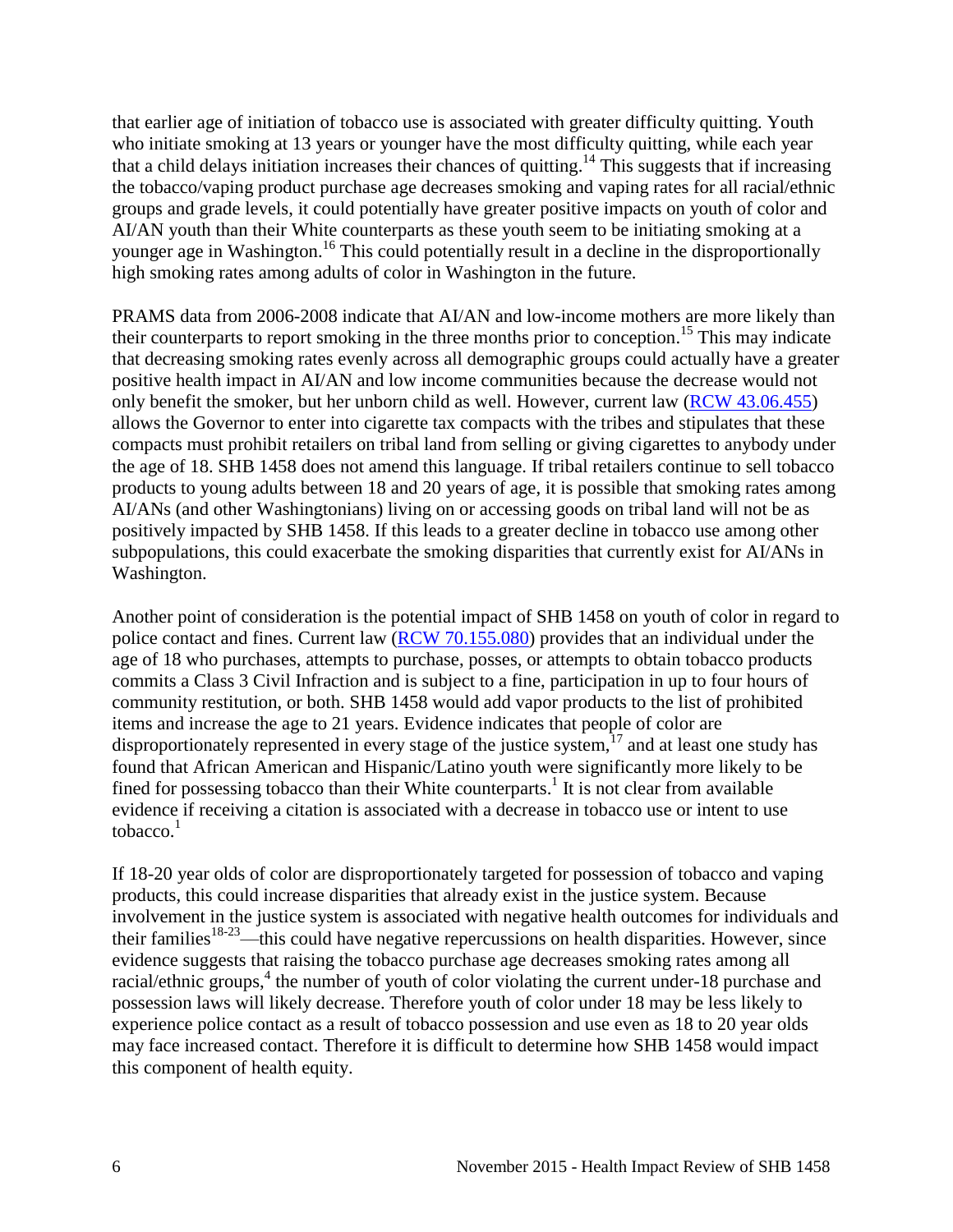that earlier age of initiation of tobacco use is associated with greater difficulty quitting. Youth who initiate smoking at 13 years or younger have the most difficulty quitting, while each year that a child delays initiation increases their chances of quitting.[14] This suggests that if increasing the tobacco/vaping product purchase age decreases smoking and vaping rates for all racial/ethnic groups and grade levels, it could potentially have greater positive impacts on youth of color and AI/AN youth than their White counterparts as these youth seem to be initiating smoking at a younger age in Washington.[16] This could potentially result in a decline in the disproportionally high smoking rates among adults of color in Washington in the future.

PRAMS data from 2006-2008 indicate that AI/AN and low-income mothers are more likely than their counterparts to report smoking in the three months prior to conception.[15] This may indicate that decreasing smoking rates evenly across all demographic groups could actually have a greater positive health impact in AI/AN and low income communities because the decrease would not only benefit the smoker, but her unborn child as well. However, current law ([RCW 43.06.455]) allows the Governor to enter into cigarette tax compacts with the tribes and stipulates that these compacts must prohibit retailers on tribal land from selling or giving cigarettes to anybody under the age of 18. SHB 1458 does not amend this language. If tribal retailers continue to sell tobacco products to young adults between 18 and 20 years of age, it is possible that smoking rates among AI/ANs (and other Washingtonians) living on or accessing goods on tribal land will not be as positively impacted by SHB 1458. If this leads to a greater decline in tobacco use among other subpopulations, this could exacerbate the smoking disparities that currently exist for AI/ANs in Washington.

Another point of consideration is the potential impact of SHB 1458 on youth of color in regard to police contact and fines. Current law ([RCW 70.155.080]) provides that an individual under the age of 18 who purchases, attempts to purchase, posses, or attempts to obtain tobacco products commits a Class 3 Civil Infraction and is subject to a fine, participation in up to four hours of community restitution, or both. SHB 1458 would add vapor products to the list of prohibited items and increase the age to 21 years. Evidence indicates that people of color are disproportionately represented in every stage of the justice system,[17] and at least one study has found that African American and Hispanic/Latino youth were significantly more likely to be fined for possessing tobacco than their White counterparts.[1] It is not clear from available evidence if receiving a citation is associated with a decrease in tobacco use or intent to use tobacco.[1]

If 18-20 year olds of color are disproportionately targeted for possession of tobacco and vaping products, this could increase disparities that already exist in the justice system. Because involvement in the justice system is associated with negative health outcomes for individuals and their families[18-23]—this could have negative repercussions on health disparities. However, since evidence suggests that raising the tobacco purchase age decreases smoking rates among all racial/ethnic groups,[4] the number of youth of color violating the current under-18 purchase and possession laws will likely decrease. Therefore youth of color under 18 may be less likely to experience police contact as a result of tobacco possession and use even as 18 to 20 year olds may face increased contact. Therefore it is difficult to determine how SHB 1458 would impact this component of health equity.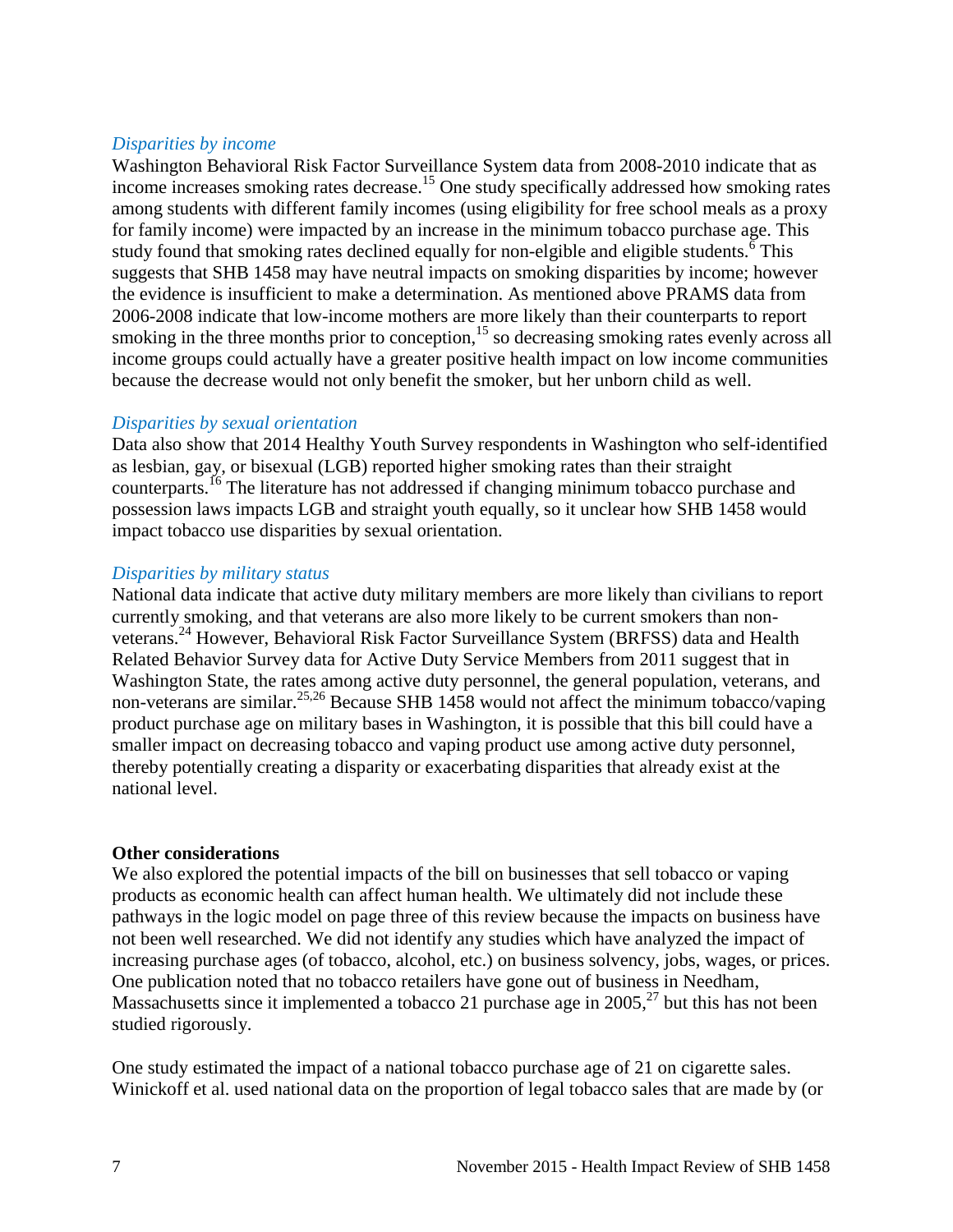*Disparities by income*

Washington Behavioral Risk Factor Surveillance System data from 2008-2010 indicate that as income increases smoking rates decrease.[15] One study specifically addressed how smoking rates among students with different family incomes (using eligibility for free school meals as a proxy for family income) were impacted by an increase in the minimum tobacco purchase age. This study found that smoking rates declined equally for non-elgible and eligible students.[6] This suggests that SHB 1458 may have neutral impacts on smoking disparities by income; however the evidence is insufficient to make a determination. As mentioned above PRAMS data from 2006-2008 indicate that low-income mothers are more likely than their counterparts to report smoking in the three months prior to conception,[15] so decreasing smoking rates evenly across all income groups could actually have a greater positive health impact on low income communities because the decrease would not only benefit the smoker, but her unborn child as well.

*Disparities by sexual orientation*

Data also show that 2014 Healthy Youth Survey respondents in Washington who self-identified as lesbian, gay, or bisexual (LGB) reported higher smoking rates than their straight counterparts.[16] The literature has not addressed if changing minimum tobacco purchase and possession laws impacts LGB and straight youth equally, so it unclear how SHB 1458 would impact tobacco use disparities by sexual orientation.

*Disparities by military status*

National data indicate that active duty military members are more likely than civilians to report currently smoking, and that veterans are also more likely to be current smokers than non-veterans.[24] However, Behavioral Risk Factor Surveillance System (BRFSS) data and Health Related Behavior Survey data for Active Duty Service Members from 2011 suggest that in Washington State, the rates among active duty personnel, the general population, veterans, and non-veterans are similar.[25,26] Because SHB 1458 would not affect the minimum tobacco/vaping product purchase age on military bases in Washington, it is possible that this bill could have a smaller impact on decreasing tobacco and vaping product use among active duty personnel, thereby potentially creating a disparity or exacerbating disparities that already exist at the national level.

**Other considerations**

We also explored the potential impacts of the bill on businesses that sell tobacco or vaping products as economic health can affect human health. We ultimately did not include these pathways in the logic model on page three of this review because the impacts on business have not been well researched. We did not identify any studies which have analyzed the impact of increasing purchase ages (of tobacco, alcohol, etc.) on business solvency, jobs, wages, or prices. One publication noted that no tobacco retailers have gone out of business in Needham, Massachusetts since it implemented a tobacco 21 purchase age in 2005,[27] but this has not been studied rigorously.

One study estimated the impact of a national tobacco purchase age of 21 on cigarette sales. Winickoff et al. used national data on the proportion of legal tobacco sales that are made by (or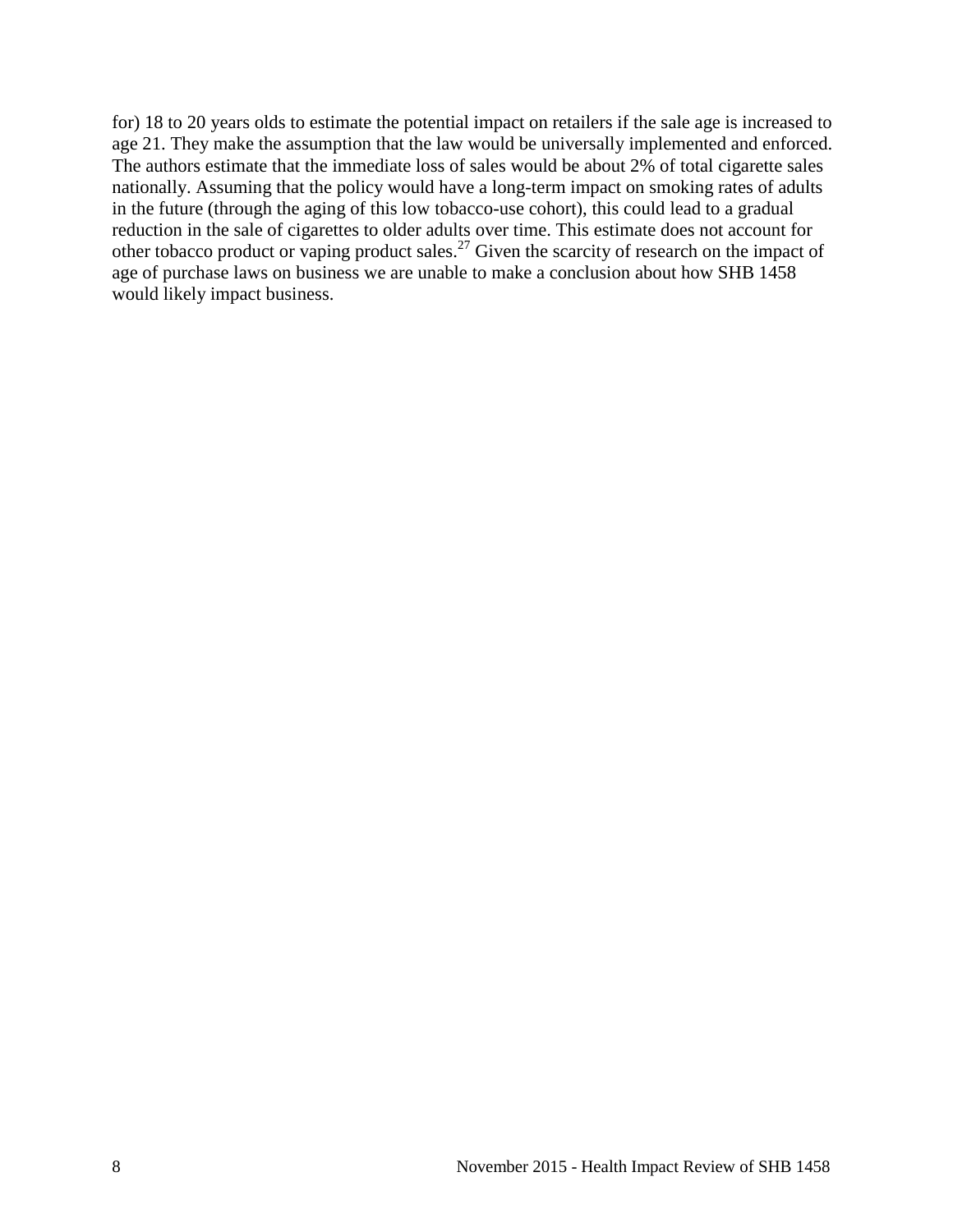for) 18 to 20 years olds to estimate the potential impact on retailers if the sale age is increased to age 21. They make the assumption that the law would be universally implemented and enforced. The authors estimate that the immediate loss of sales would be about 2% of total cigarette sales nationally. Assuming that the policy would have a long-term impact on smoking rates of adults in the future (through the aging of this low tobacco-use cohort), this could lead to a gradual reduction in the sale of cigarettes to older adults over time. This estimate does not account for other tobacco product or vaping product sales.[27] Given the scarcity of research on the impact of age of purchase laws on business we are unable to make a conclusion about how SHB 1458 would likely impact business.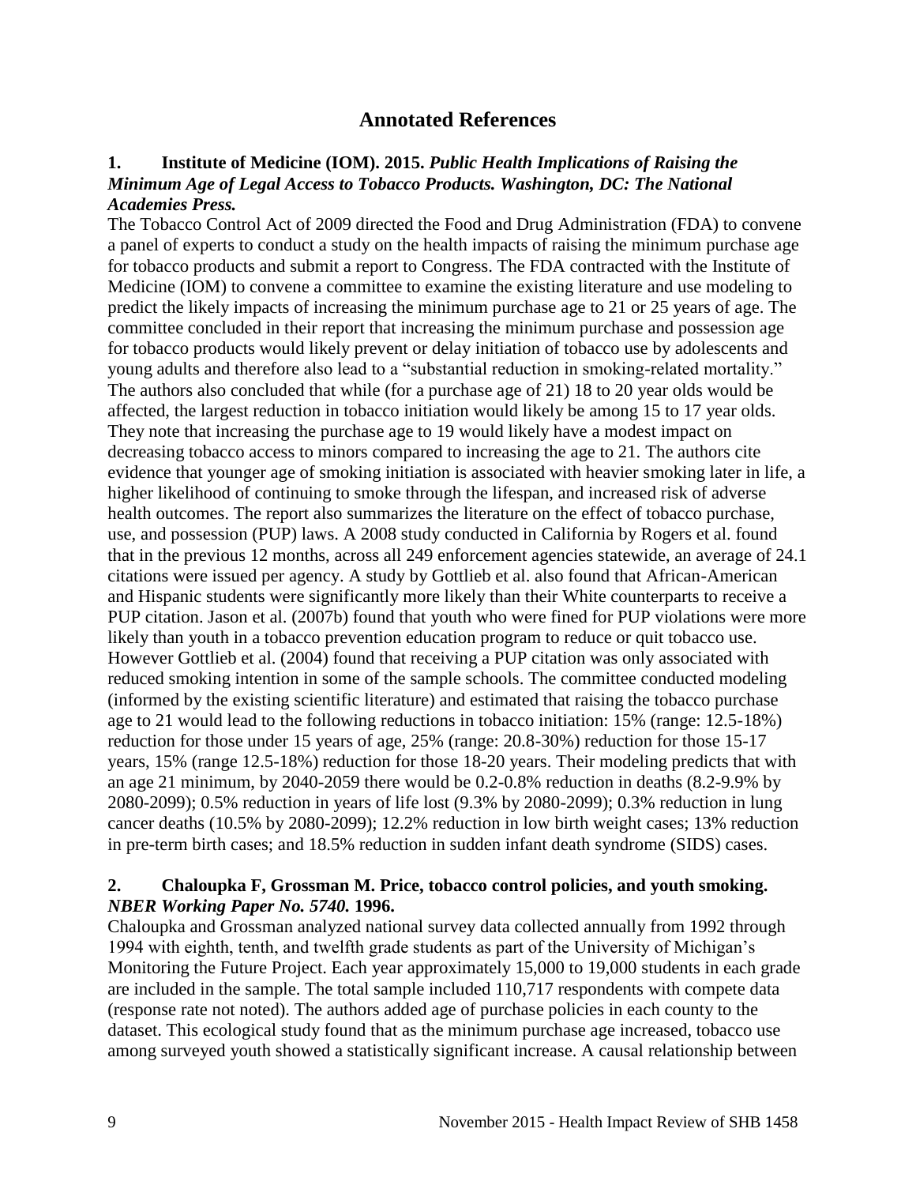## Annotated References

**1. Institute of Medicine (IOM). 2015.** ***Public Health Implications of Raising the Minimum Age of Legal Access to Tobacco Products. Washington, DC: The National Academies Press.***

The Tobacco Control Act of 2009 directed the Food and Drug Administration (FDA) to convene a panel of experts to conduct a study on the health impacts of raising the minimum purchase age for tobacco products and submit a report to Congress. The FDA contracted with the Institute of Medicine (IOM) to convene a committee to examine the existing literature and use modeling to predict the likely impacts of increasing the minimum purchase age to 21 or 25 years of age. The committee concluded in their report that increasing the minimum purchase and possession age for tobacco products would likely prevent or delay initiation of tobacco use by adolescents and young adults and therefore also lead to a "substantial reduction in smoking-related mortality." The authors also concluded that while (for a purchase age of 21) 18 to 20 year olds would be affected, the largest reduction in tobacco initiation would likely be among 15 to 17 year olds. They note that increasing the purchase age to 19 would likely have a modest impact on decreasing tobacco access to minors compared to increasing the age to 21. The authors cite evidence that younger age of smoking initiation is associated with heavier smoking later in life, a higher likelihood of continuing to smoke through the lifespan, and increased risk of adverse health outcomes. The report also summarizes the literature on the effect of tobacco purchase, use, and possession (PUP) laws. A 2008 study conducted in California by Rogers et al. found that in the previous 12 months, across all 249 enforcement agencies statewide, an average of 24.1 citations were issued per agency. A study by Gottlieb et al. also found that African-American and Hispanic students were significantly more likely than their White counterparts to receive a PUP citation. Jason et al. (2007b) found that youth who were fined for PUP violations were more likely than youth in a tobacco prevention education program to reduce or quit tobacco use. However Gottlieb et al. (2004) found that receiving a PUP citation was only associated with reduced smoking intention in some of the sample schools. The committee conducted modeling (informed by the existing scientific literature) and estimated that raising the tobacco purchase age to 21 would lead to the following reductions in tobacco initiation: 15% (range: 12.5-18%) reduction for those under 15 years of age, 25% (range: 20.8-30%) reduction for those 15-17 years, 15% (range 12.5-18%) reduction for those 18-20 years. Their modeling predicts that with an age 21 minimum, by 2040-2059 there would be 0.2-0.8% reduction in deaths (8.2-9.9% by 2080-2099); 0.5% reduction in years of life lost (9.3% by 2080-2099); 0.3% reduction in lung cancer deaths (10.5% by 2080-2099); 12.2% reduction in low birth weight cases; 13% reduction in pre-term birth cases; and 18.5% reduction in sudden infant death syndrome (SIDS) cases.

**2. Chaloupka F, Grossman M. Price, tobacco control policies, and youth smoking.** ***NBER Working Paper No. 5740.*** **1996.**

Chaloupka and Grossman analyzed national survey data collected annually from 1992 through 1994 with eighth, tenth, and twelfth grade students as part of the University of Michigan's Monitoring the Future Project. Each year approximately 15,000 to 19,000 students in each grade are included in the sample. The total sample included 110,717 respondents with compete data (response rate not noted). The authors added age of purchase policies in each county to the dataset. This ecological study found that as the minimum purchase age increased, tobacco use among surveyed youth showed a statistically significant increase. A causal relationship between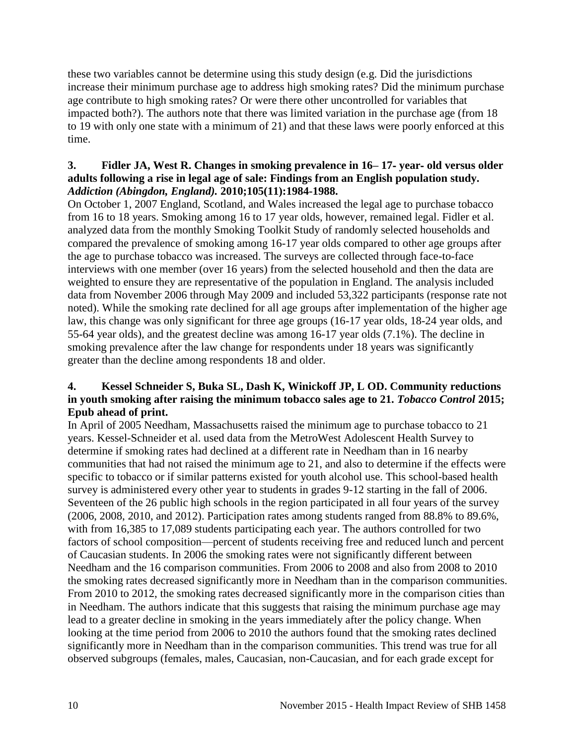these two variables cannot be determine using this study design (e.g. Did the jurisdictions increase their minimum purchase age to address high smoking rates? Did the minimum purchase age contribute to high smoking rates? Or were there other uncontrolled for variables that impacted both?). The authors note that there was limited variation in the purchase age (from 18 to 19 with only one state with a minimum of 21) and that these laws were poorly enforced at this time.

**3. Fidler JA, West R. Changes in smoking prevalence in 16– 17- year- old versus older adults following a rise in legal age of sale: Findings from an English population study. *Addiction (Abingdon, England)*. 2010;105(11):1984-1988.**

On October 1, 2007 England, Scotland, and Wales increased the legal age to purchase tobacco from 16 to 18 years. Smoking among 16 to 17 year olds, however, remained legal. Fidler et al. analyzed data from the monthly Smoking Toolkit Study of randomly selected households and compared the prevalence of smoking among 16-17 year olds compared to other age groups after the age to purchase tobacco was increased. The surveys are collected through face-to-face interviews with one member (over 16 years) from the selected household and then the data are weighted to ensure they are representative of the population in England. The analysis included data from November 2006 through May 2009 and included 53,322 participants (response rate not noted). While the smoking rate declined for all age groups after implementation of the higher age law, this change was only significant for three age groups (16-17 year olds, 18-24 year olds, and 55-64 year olds), and the greatest decline was among 16-17 year olds (7.1%). The decline in smoking prevalence after the law change for respondents under 18 years was significantly greater than the decline among respondents 18 and older.

**4. Kessel Schneider S, Buka SL, Dash K, Winickoff JP, L OD. Community reductions in youth smoking after raising the minimum tobacco sales age to 21. *Tobacco Control* 2015; Epub ahead of print.**

In April of 2005 Needham, Massachusetts raised the minimum age to purchase tobacco to 21 years. Kessel-Schneider et al. used data from the MetroWest Adolescent Health Survey to determine if smoking rates had declined at a different rate in Needham than in 16 nearby communities that had not raised the minimum age to 21, and also to determine if the effects were specific to tobacco or if similar patterns existed for youth alcohol use. This school-based health survey is administered every other year to students in grades 9-12 starting in the fall of 2006. Seventeen of the 26 public high schools in the region participated in all four years of the survey (2006, 2008, 2010, and 2012). Participation rates among students ranged from 88.8% to 89.6%, with from 16,385 to 17,089 students participating each year. The authors controlled for two factors of school composition—percent of students receiving free and reduced lunch and percent of Caucasian students. In 2006 the smoking rates were not significantly different between Needham and the 16 comparison communities. From 2006 to 2008 and also from 2008 to 2010 the smoking rates decreased significantly more in Needham than in the comparison communities. From 2010 to 2012, the smoking rates decreased significantly more in the comparison cities than in Needham. The authors indicate that this suggests that raising the minimum purchase age may lead to a greater decline in smoking in the years immediately after the policy change. When looking at the time period from 2006 to 2010 the authors found that the smoking rates declined significantly more in Needham than in the comparison communities. This trend was true for all observed subgroups (females, males, Caucasian, non-Caucasian, and for each grade except for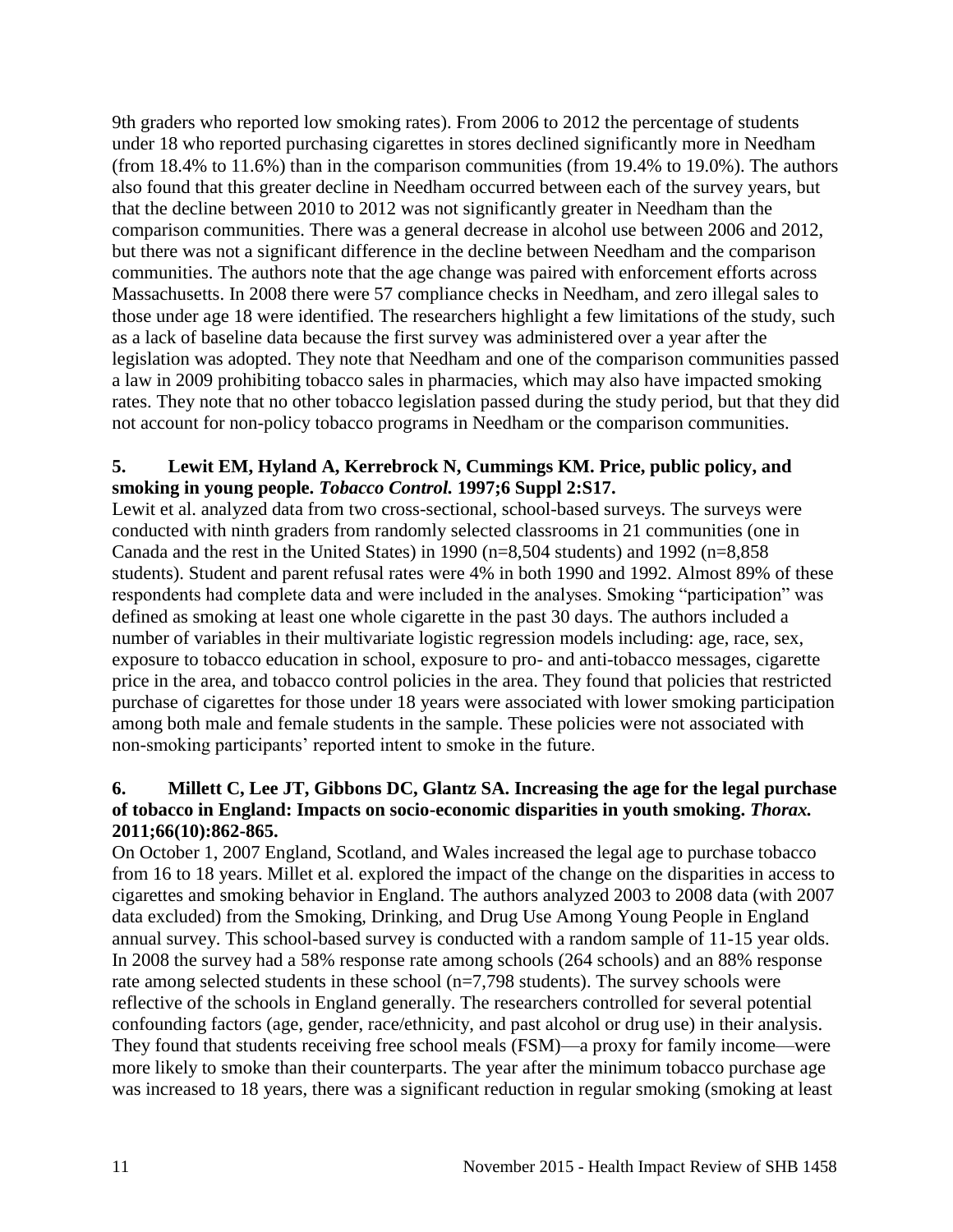9th graders who reported low smoking rates). From 2006 to 2012 the percentage of students under 18 who reported purchasing cigarettes in stores declined significantly more in Needham (from 18.4% to 11.6%) than in the comparison communities (from 19.4% to 19.0%). The authors also found that this greater decline in Needham occurred between each of the survey years, but that the decline between 2010 to 2012 was not significantly greater in Needham than the comparison communities. There was a general decrease in alcohol use between 2006 and 2012, but there was not a significant difference in the decline between Needham and the comparison communities. The authors note that the age change was paired with enforcement efforts across Massachusetts. In 2008 there were 57 compliance checks in Needham, and zero illegal sales to those under age 18 were identified. The researchers highlight a few limitations of the study, such as a lack of baseline data because the first survey was administered over a year after the legislation was adopted. They note that Needham and one of the comparison communities passed a law in 2009 prohibiting tobacco sales in pharmacies, which may also have impacted smoking rates. They note that no other tobacco legislation passed during the study period, but that they did not account for non-policy tobacco programs in Needham or the comparison communities.

**5. Lewit EM, Hyland A, Kerrebrock N, Cummings KM. Price, public policy, and smoking in young people. *Tobacco Control.* 1997;6 Suppl 2:S17.**

Lewit et al. analyzed data from two cross-sectional, school-based surveys. The surveys were conducted with ninth graders from randomly selected classrooms in 21 communities (one in Canada and the rest in the United States) in 1990 (n=8,504 students) and 1992 (n=8,858 students). Student and parent refusal rates were 4% in both 1990 and 1992. Almost 89% of these respondents had complete data and were included in the analyses. Smoking "participation" was defined as smoking at least one whole cigarette in the past 30 days. The authors included a number of variables in their multivariate logistic regression models including: age, race, sex, exposure to tobacco education in school, exposure to pro- and anti-tobacco messages, cigarette price in the area, and tobacco control policies in the area. They found that policies that restricted purchase of cigarettes for those under 18 years were associated with lower smoking participation among both male and female students in the sample. These policies were not associated with non-smoking participants' reported intent to smoke in the future.

**6. Millett C, Lee JT, Gibbons DC, Glantz SA. Increasing the age for the legal purchase of tobacco in England: Impacts on socio-economic disparities in youth smoking. *Thorax.* 2011;66(10):862-865.**

On October 1, 2007 England, Scotland, and Wales increased the legal age to purchase tobacco from 16 to 18 years. Millet et al. explored the impact of the change on the disparities in access to cigarettes and smoking behavior in England. The authors analyzed 2003 to 2008 data (with 2007 data excluded) from the Smoking, Drinking, and Drug Use Among Young People in England annual survey. This school-based survey is conducted with a random sample of 11-15 year olds. In 2008 the survey had a 58% response rate among schools (264 schools) and an 88% response rate among selected students in these school (n=7,798 students). The survey schools were reflective of the schools in England generally. The researchers controlled for several potential confounding factors (age, gender, race/ethnicity, and past alcohol or drug use) in their analysis. They found that students receiving free school meals (FSM)—a proxy for family income—were more likely to smoke than their counterparts. The year after the minimum tobacco purchase age was increased to 18 years, there was a significant reduction in regular smoking (smoking at least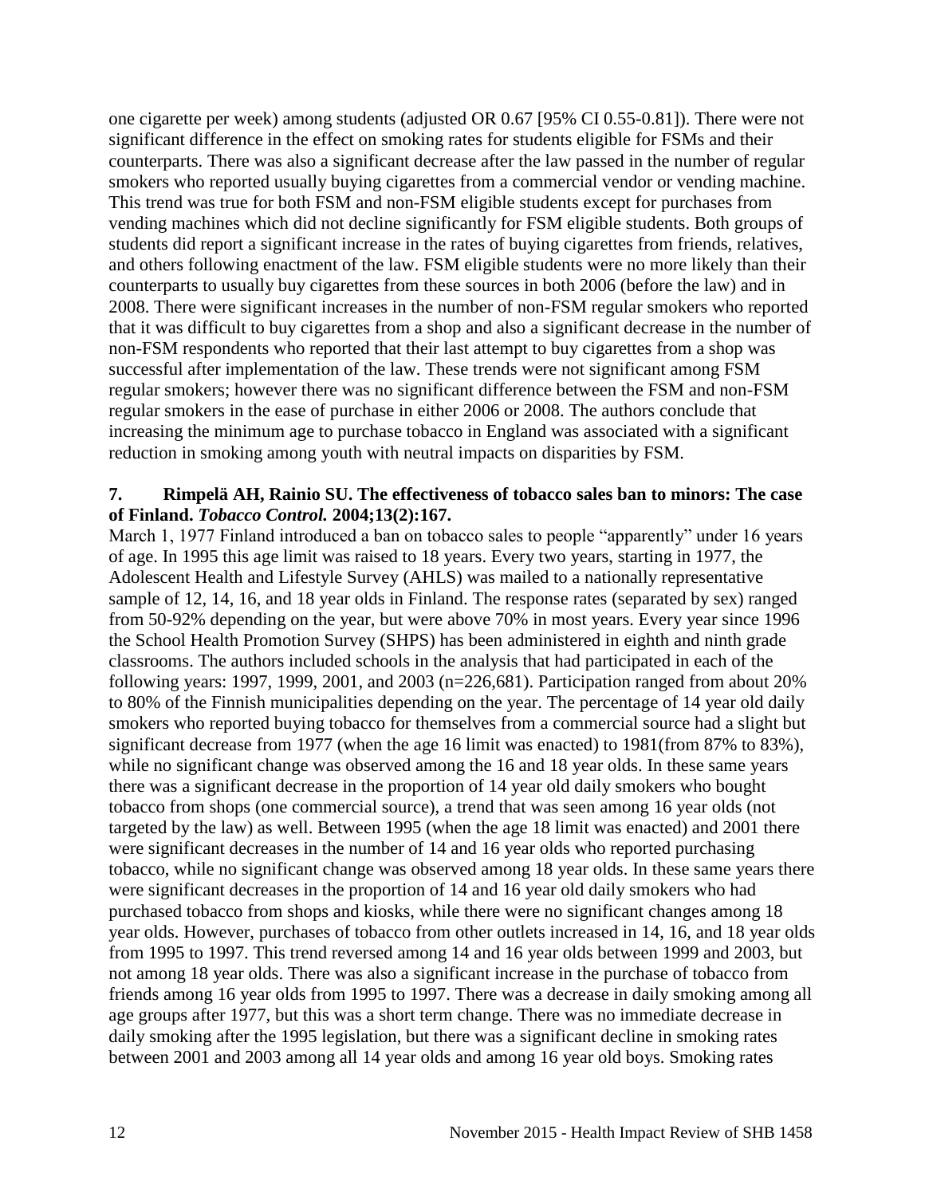one cigarette per week) among students (adjusted OR 0.67 [95% CI 0.55-0.81]). There were not significant difference in the effect on smoking rates for students eligible for FSMs and their counterparts. There was also a significant decrease after the law passed in the number of regular smokers who reported usually buying cigarettes from a commercial vendor or vending machine. This trend was true for both FSM and non-FSM eligible students except for purchases from vending machines which did not decline significantly for FSM eligible students. Both groups of students did report a significant increase in the rates of buying cigarettes from friends, relatives, and others following enactment of the law. FSM eligible students were no more likely than their counterparts to usually buy cigarettes from these sources in both 2006 (before the law) and in 2008. There were significant increases in the number of non-FSM regular smokers who reported that it was difficult to buy cigarettes from a shop and also a significant decrease in the number of non-FSM respondents who reported that their last attempt to buy cigarettes from a shop was successful after implementation of the law. These trends were not significant among FSM regular smokers; however there was no significant difference between the FSM and non-FSM regular smokers in the ease of purchase in either 2006 or 2008. The authors conclude that increasing the minimum age to purchase tobacco in England was associated with a significant reduction in smoking among youth with neutral impacts on disparities by FSM.

**7. Rimpelä AH, Rainio SU. The effectiveness of tobacco sales ban to minors: The case of Finland. *Tobacco Control.* 2004;13(2):167.**

March 1, 1977 Finland introduced a ban on tobacco sales to people "apparently" under 16 years of age. In 1995 this age limit was raised to 18 years. Every two years, starting in 1977, the Adolescent Health and Lifestyle Survey (AHLS) was mailed to a nationally representative sample of 12, 14, 16, and 18 year olds in Finland. The response rates (separated by sex) ranged from 50-92% depending on the year, but were above 70% in most years. Every year since 1996 the School Health Promotion Survey (SHPS) has been administered in eighth and ninth grade classrooms. The authors included schools in the analysis that had participated in each of the following years: 1997, 1999, 2001, and 2003 (n=226,681). Participation ranged from about 20% to 80% of the Finnish municipalities depending on the year. The percentage of 14 year old daily smokers who reported buying tobacco for themselves from a commercial source had a slight but significant decrease from 1977 (when the age 16 limit was enacted) to 1981(from 87% to 83%), while no significant change was observed among the 16 and 18 year olds. In these same years there was a significant decrease in the proportion of 14 year old daily smokers who bought tobacco from shops (one commercial source), a trend that was seen among 16 year olds (not targeted by the law) as well. Between 1995 (when the age 18 limit was enacted) and 2001 there were significant decreases in the number of 14 and 16 year olds who reported purchasing tobacco, while no significant change was observed among 18 year olds. In these same years there were significant decreases in the proportion of 14 and 16 year old daily smokers who had purchased tobacco from shops and kiosks, while there were no significant changes among 18 year olds. However, purchases of tobacco from other outlets increased in 14, 16, and 18 year olds from 1995 to 1997. This trend reversed among 14 and 16 year olds between 1999 and 2003, but not among 18 year olds. There was also a significant increase in the purchase of tobacco from friends among 16 year olds from 1995 to 1997. There was a decrease in daily smoking among all age groups after 1977, but this was a short term change. There was no immediate decrease in daily smoking after the 1995 legislation, but there was a significant decline in smoking rates between 2001 and 2003 among all 14 year olds and among 16 year old boys. Smoking rates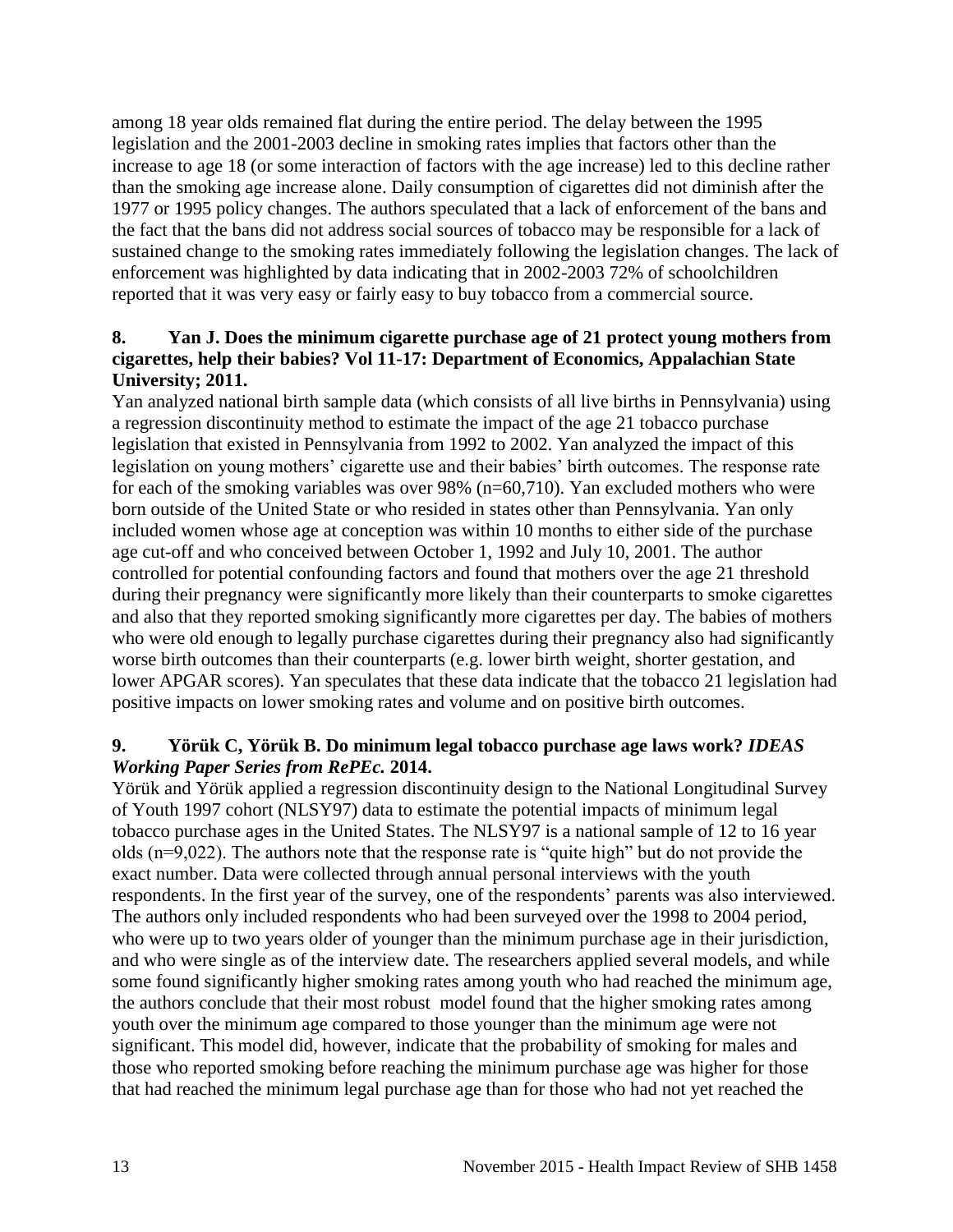among 18 year olds remained flat during the entire period. The delay between the 1995 legislation and the 2001-2003 decline in smoking rates implies that factors other than the increase to age 18 (or some interaction of factors with the age increase) led to this decline rather than the smoking age increase alone. Daily consumption of cigarettes did not diminish after the 1977 or 1995 policy changes. The authors speculated that a lack of enforcement of the bans and the fact that the bans did not address social sources of tobacco may be responsible for a lack of sustained change to the smoking rates immediately following the legislation changes. The lack of enforcement was highlighted by data indicating that in 2002-2003 72% of schoolchildren reported that it was very easy or fairly easy to buy tobacco from a commercial source.

**8. Yan J. Does the minimum cigarette purchase age of 21 protect young mothers from cigarettes, help their babies? Vol 11-17: Department of Economics, Appalachian State University; 2011.**

Yan analyzed national birth sample data (which consists of all live births in Pennsylvania) using a regression discontinuity method to estimate the impact of the age 21 tobacco purchase legislation that existed in Pennsylvania from 1992 to 2002. Yan analyzed the impact of this legislation on young mothers' cigarette use and their babies' birth outcomes. The response rate for each of the smoking variables was over 98% (n=60,710). Yan excluded mothers who were born outside of the United State or who resided in states other than Pennsylvania. Yan only included women whose age at conception was within 10 months to either side of the purchase age cut-off and who conceived between October 1, 1992 and July 10, 2001. The author controlled for potential confounding factors and found that mothers over the age 21 threshold during their pregnancy were significantly more likely than their counterparts to smoke cigarettes and also that they reported smoking significantly more cigarettes per day. The babies of mothers who were old enough to legally purchase cigarettes during their pregnancy also had significantly worse birth outcomes than their counterparts (e.g. lower birth weight, shorter gestation, and lower APGAR scores). Yan speculates that these data indicate that the tobacco 21 legislation had positive impacts on lower smoking rates and volume and on positive birth outcomes.

**9. Yörük C, Yörük B. Do minimum legal tobacco purchase age laws work? *IDEAS Working Paper Series from RePEc.* 2014.**

Yörük and Yörük applied a regression discontinuity design to the National Longitudinal Survey of Youth 1997 cohort (NLSY97) data to estimate the potential impacts of minimum legal tobacco purchase ages in the United States. The NLSY97 is a national sample of 12 to 16 year olds (n=9,022). The authors note that the response rate is "quite high" but do not provide the exact number. Data were collected through annual personal interviews with the youth respondents. In the first year of the survey, one of the respondents' parents was also interviewed. The authors only included respondents who had been surveyed over the 1998 to 2004 period, who were up to two years older of younger than the minimum purchase age in their jurisdiction, and who were single as of the interview date. The researchers applied several models, and while some found significantly higher smoking rates among youth who had reached the minimum age, the authors conclude that their most robust model found that the higher smoking rates among youth over the minimum age compared to those younger than the minimum age were not significant. This model did, however, indicate that the probability of smoking for males and those who reported smoking before reaching the minimum purchase age was higher for those that had reached the minimum legal purchase age than for those who had not yet reached the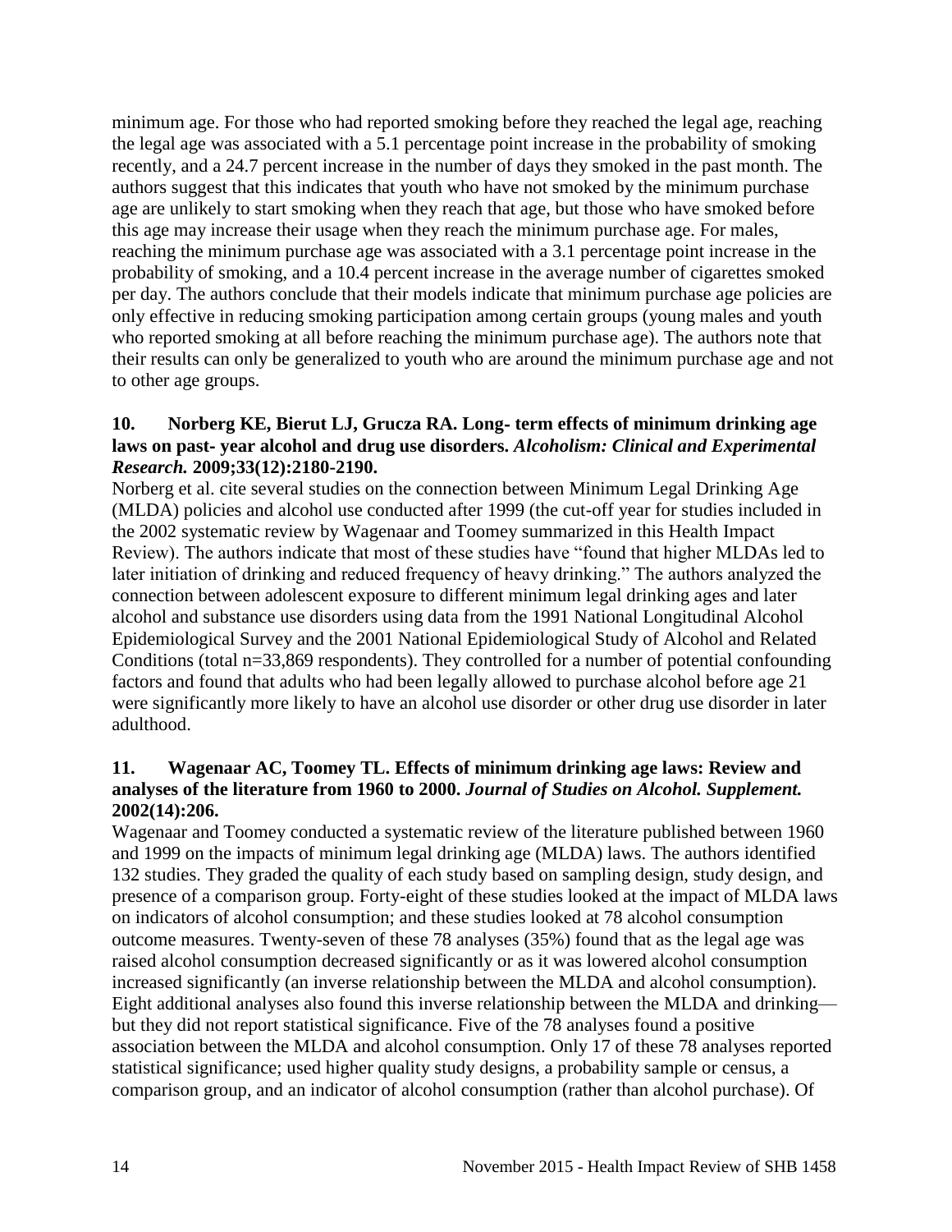minimum age. For those who had reported smoking before they reached the legal age, reaching the legal age was associated with a 5.1 percentage point increase in the probability of smoking recently, and a 24.7 percent increase in the number of days they smoked in the past month. The authors suggest that this indicates that youth who have not smoked by the minimum purchase age are unlikely to start smoking when they reach that age, but those who have smoked before this age may increase their usage when they reach the minimum purchase age. For males, reaching the minimum purchase age was associated with a 3.1 percentage point increase in the probability of smoking, and a 10.4 percent increase in the average number of cigarettes smoked per day. The authors conclude that their models indicate that minimum purchase age policies are only effective in reducing smoking participation among certain groups (young males and youth who reported smoking at all before reaching the minimum purchase age). The authors note that their results can only be generalized to youth who are around the minimum purchase age and not to other age groups.

**10. Norberg KE, Bierut LJ, Grucza RA. Long- term effects of minimum drinking age laws on past- year alcohol and drug use disorders.** ***Alcoholism: Clinical and Experimental Research.*** **2009;33(12):2180-2190.**

Norberg et al. cite several studies on the connection between Minimum Legal Drinking Age (MLDA) policies and alcohol use conducted after 1999 (the cut-off year for studies included in the 2002 systematic review by Wagenaar and Toomey summarized in this Health Impact Review). The authors indicate that most of these studies have "found that higher MLDAs led to later initiation of drinking and reduced frequency of heavy drinking." The authors analyzed the connection between adolescent exposure to different minimum legal drinking ages and later alcohol and substance use disorders using data from the 1991 National Longitudinal Alcohol Epidemiological Survey and the 2001 National Epidemiological Study of Alcohol and Related Conditions (total n=33,869 respondents). They controlled for a number of potential confounding factors and found that adults who had been legally allowed to purchase alcohol before age 21 were significantly more likely to have an alcohol use disorder or other drug use disorder in later adulthood.

**11. Wagenaar AC, Toomey TL. Effects of minimum drinking age laws: Review and analyses of the literature from 1960 to 2000.** ***Journal of Studies on Alcohol. Supplement.*** **2002(14):206.**

Wagenaar and Toomey conducted a systematic review of the literature published between 1960 and 1999 on the impacts of minimum legal drinking age (MLDA) laws. The authors identified 132 studies. They graded the quality of each study based on sampling design, study design, and presence of a comparison group. Forty-eight of these studies looked at the impact of MLDA laws on indicators of alcohol consumption; and these studies looked at 78 alcohol consumption outcome measures. Twenty-seven of these 78 analyses (35%) found that as the legal age was raised alcohol consumption decreased significantly or as it was lowered alcohol consumption increased significantly (an inverse relationship between the MLDA and alcohol consumption). Eight additional analyses also found this inverse relationship between the MLDA and drinking—but they did not report statistical significance. Five of the 78 analyses found a positive association between the MLDA and alcohol consumption. Only 17 of these 78 analyses reported statistical significance; used higher quality study designs, a probability sample or census, a comparison group, and an indicator of alcohol consumption (rather than alcohol purchase). Of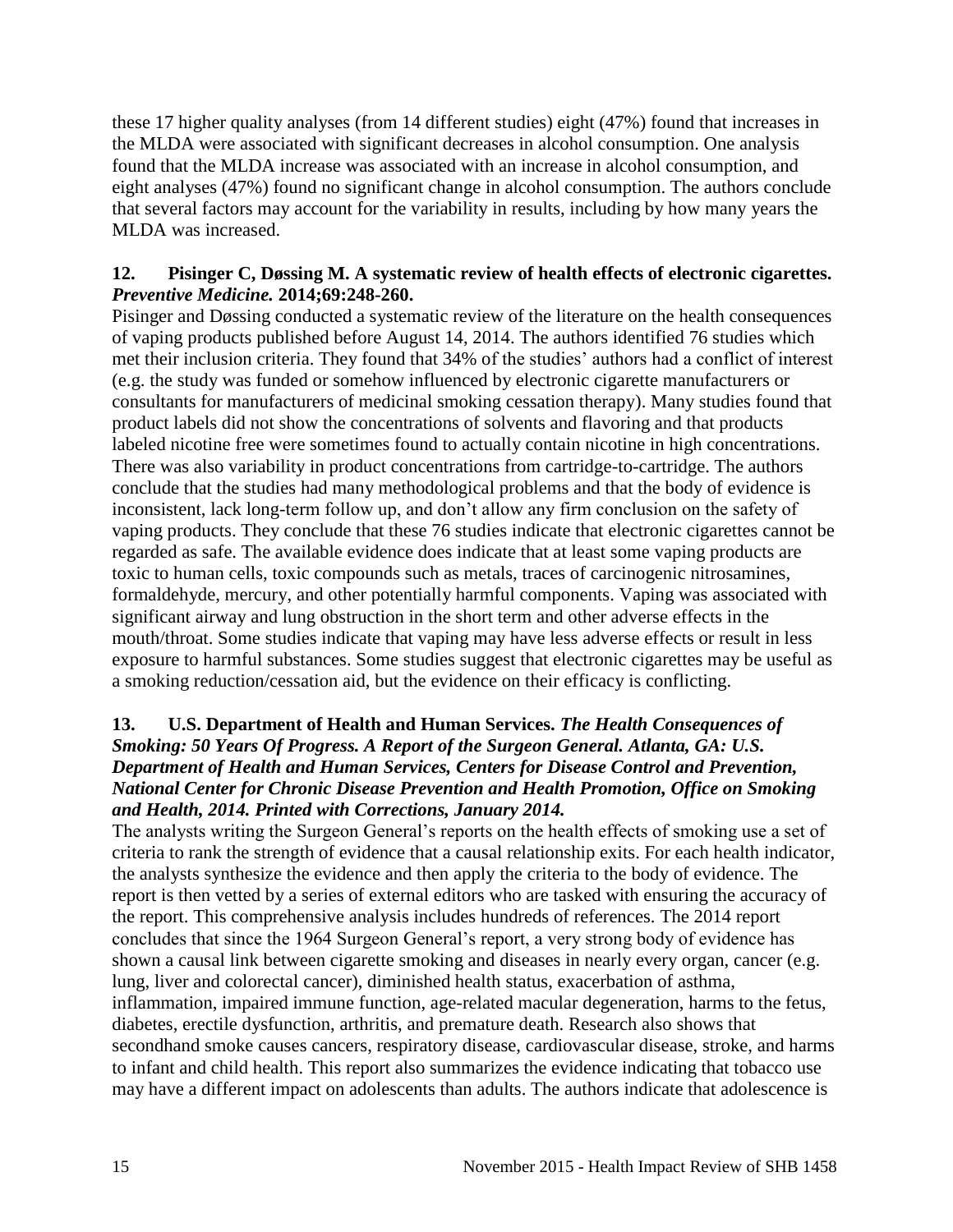these 17 higher quality analyses (from 14 different studies) eight (47%) found that increases in the MLDA were associated with significant decreases in alcohol consumption. One analysis found that the MLDA increase was associated with an increase in alcohol consumption, and eight analyses (47%) found no significant change in alcohol consumption. The authors conclude that several factors may account for the variability in results, including by how many years the MLDA was increased.

**12. Pisinger C, Døssing M. A systematic review of health effects of electronic cigarettes. *Preventive Medicine.* 2014;69:248-260.**

Pisinger and Døssing conducted a systematic review of the literature on the health consequences of vaping products published before August 14, 2014. The authors identified 76 studies which met their inclusion criteria. They found that 34% of the studies' authors had a conflict of interest (e.g. the study was funded or somehow influenced by electronic cigarette manufacturers or consultants for manufacturers of medicinal smoking cessation therapy). Many studies found that product labels did not show the concentrations of solvents and flavoring and that products labeled nicotine free were sometimes found to actually contain nicotine in high concentrations. There was also variability in product concentrations from cartridge-to-cartridge. The authors conclude that the studies had many methodological problems and that the body of evidence is inconsistent, lack long-term follow up, and don't allow any firm conclusion on the safety of vaping products. They conclude that these 76 studies indicate that electronic cigarettes cannot be regarded as safe. The available evidence does indicate that at least some vaping products are toxic to human cells, toxic compounds such as metals, traces of carcinogenic nitrosamines, formaldehyde, mercury, and other potentially harmful components. Vaping was associated with significant airway and lung obstruction in the short term and other adverse effects in the mouth/throat. Some studies indicate that vaping may have less adverse effects or result in less exposure to harmful substances. Some studies suggest that electronic cigarettes may be useful as a smoking reduction/cessation aid, but the evidence on their efficacy is conflicting.

**13. U.S. Department of Health and Human Services. *The Health Consequences of Smoking: 50 Years Of Progress. A Report of the Surgeon General. Atlanta, GA: U.S. Department of Health and Human Services, Centers for Disease Control and Prevention, National Center for Chronic Disease Prevention and Health Promotion, Office on Smoking and Health, 2014. Printed with Corrections, January 2014.***

The analysts writing the Surgeon General's reports on the health effects of smoking use a set of criteria to rank the strength of evidence that a causal relationship exits. For each health indicator, the analysts synthesize the evidence and then apply the criteria to the body of evidence. The report is then vetted by a series of external editors who are tasked with ensuring the accuracy of the report. This comprehensive analysis includes hundreds of references. The 2014 report concludes that since the 1964 Surgeon General's report, a very strong body of evidence has shown a causal link between cigarette smoking and diseases in nearly every organ, cancer (e.g. lung, liver and colorectal cancer), diminished health status, exacerbation of asthma, inflammation, impaired immune function, age-related macular degeneration, harms to the fetus, diabetes, erectile dysfunction, arthritis, and premature death. Research also shows that secondhand smoke causes cancers, respiratory disease, cardiovascular disease, stroke, and harms to infant and child health. This report also summarizes the evidence indicating that tobacco use may have a different impact on adolescents than adults. The authors indicate that adolescence is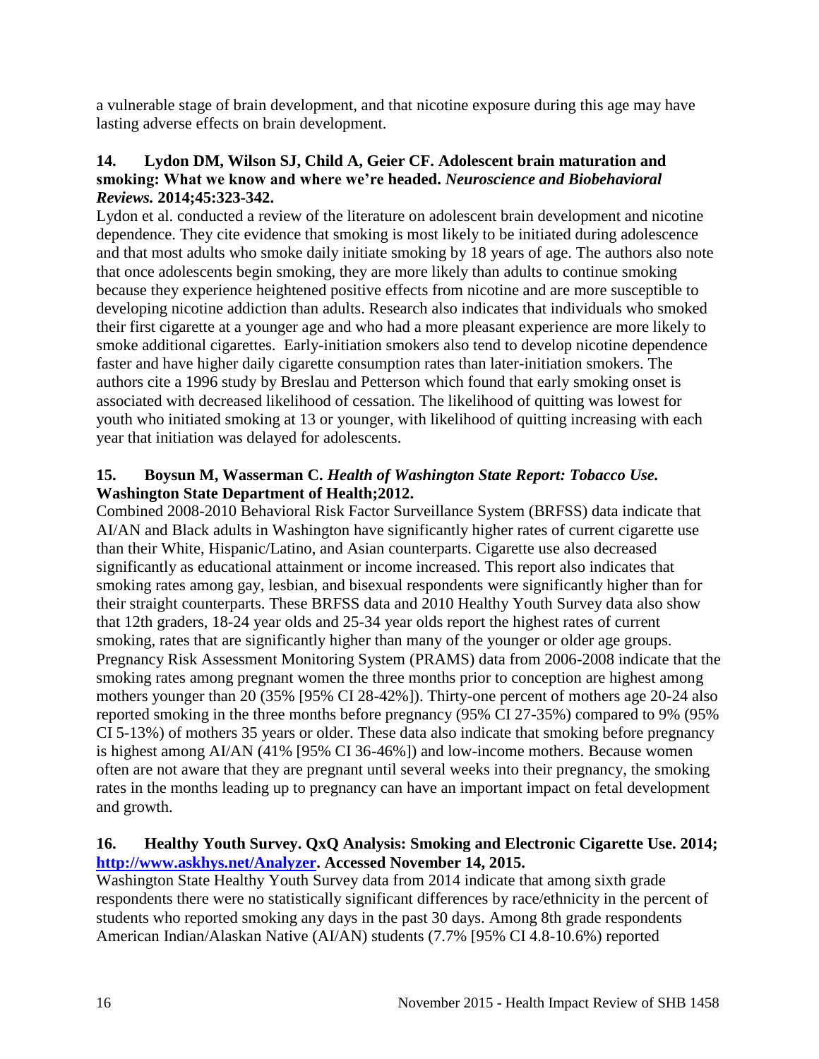a vulnerable stage of brain development, and that nicotine exposure during this age may have lasting adverse effects on brain development.

### 14. Lydon DM, Wilson SJ, Child A, Geier CF. Adolescent brain maturation and smoking: What we know and where we're headed. *Neuroscience and Biobehavioral Reviews.* 2014;45:323-342.

Lydon et al. conducted a review of the literature on adolescent brain development and nicotine dependence. They cite evidence that smoking is most likely to be initiated during adolescence and that most adults who smoke daily initiate smoking by 18 years of age. The authors also note that once adolescents begin smoking, they are more likely than adults to continue smoking because they experience heightened positive effects from nicotine and are more susceptible to developing nicotine addiction than adults. Research also indicates that individuals who smoked their first cigarette at a younger age and who had a more pleasant experience are more likely to smoke additional cigarettes. Early-initiation smokers also tend to develop nicotine dependence faster and have higher daily cigarette consumption rates than later-initiation smokers. The authors cite a 1996 study by Breslau and Petterson which found that early smoking onset is associated with decreased likelihood of cessation. The likelihood of quitting was lowest for youth who initiated smoking at 13 or younger, with likelihood of quitting increasing with each year that initiation was delayed for adolescents.

### 15. Boysun M, Wasserman C. *Health of Washington State Report: Tobacco Use.* Washington State Department of Health;2012.

Combined 2008-2010 Behavioral Risk Factor Surveillance System (BRFSS) data indicate that AI/AN and Black adults in Washington have significantly higher rates of current cigarette use than their White, Hispanic/Latino, and Asian counterparts. Cigarette use also decreased significantly as educational attainment or income increased. This report also indicates that smoking rates among gay, lesbian, and bisexual respondents were significantly higher than for their straight counterparts. These BRFSS data and 2010 Healthy Youth Survey data also show that 12th graders, 18-24 year olds and 25-34 year olds report the highest rates of current smoking, rates that are significantly higher than many of the younger or older age groups. Pregnancy Risk Assessment Monitoring System (PRAMS) data from 2006-2008 indicate that the smoking rates among pregnant women the three months prior to conception are highest among mothers younger than 20 (35% [95% CI 28-42%]). Thirty-one percent of mothers age 20-24 also reported smoking in the three months before pregnancy (95% CI 27-35%) compared to 9% (95% CI 5-13%) of mothers 35 years or older. These data also indicate that smoking before pregnancy is highest among AI/AN (41% [95% CI 36-46%]) and low-income mothers. Because women often are not aware that they are pregnant until several weeks into their pregnancy, the smoking rates in the months leading up to pregnancy can have an important impact on fetal development and growth.

### 16. Healthy Youth Survey. QxQ Analysis: Smoking and Electronic Cigarette Use. 2014; [http://www.askhys.net/Analyzer](http://www.askhys.net/Analyzer). Accessed November 14, 2015.

Washington State Healthy Youth Survey data from 2014 indicate that among sixth grade respondents there were no statistically significant differences by race/ethnicity in the percent of students who reported smoking any days in the past 30 days. Among 8th grade respondents American Indian/Alaskan Native (AI/AN) students (7.7% [95% CI 4.8-10.6%) reported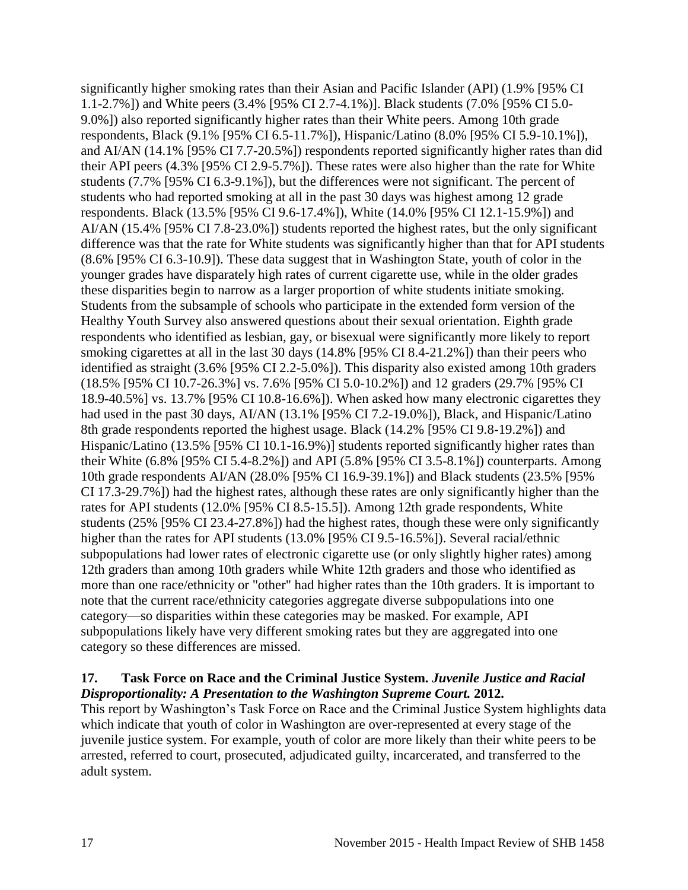significantly higher smoking rates than their Asian and Pacific Islander (API) (1.9% [95% CI 1.1-2.7%]) and White peers (3.4% [95% CI 2.7-4.1%)]. Black students (7.0% [95% CI 5.0-9.0%]) also reported significantly higher rates than their White peers. Among 10th grade respondents, Black (9.1% [95% CI 6.5-11.7%]), Hispanic/Latino (8.0% [95% CI 5.9-10.1%]), and AI/AN (14.1% [95% CI 7.7-20.5%]) respondents reported significantly higher rates than did their API peers (4.3% [95% CI 2.9-5.7%]). These rates were also higher than the rate for White students (7.7% [95% CI 6.3-9.1%]), but the differences were not significant. The percent of students who had reported smoking at all in the past 30 days was highest among 12 grade respondents. Black (13.5% [95% CI 9.6-17.4%]), White (14.0% [95% CI 12.1-15.9%]) and AI/AN (15.4% [95% CI 7.8-23.0%]) students reported the highest rates, but the only significant difference was that the rate for White students was significantly higher than that for API students (8.6% [95% CI 6.3-10.9]). These data suggest that in Washington State, youth of color in the younger grades have disparately high rates of current cigarette use, while in the older grades these disparities begin to narrow as a larger proportion of white students initiate smoking. Students from the subsample of schools who participate in the extended form version of the Healthy Youth Survey also answered questions about their sexual orientation. Eighth grade respondents who identified as lesbian, gay, or bisexual were significantly more likely to report smoking cigarettes at all in the last 30 days (14.8% [95% CI 8.4-21.2%]) than their peers who identified as straight (3.6% [95% CI 2.2-5.0%]). This disparity also existed among 10th graders (18.5% [95% CI 10.7-26.3%] vs. 7.6% [95% CI 5.0-10.2%]) and 12 graders (29.7% [95% CI 18.9-40.5%] vs. 13.7% [95% CI 10.8-16.6%]). When asked how many electronic cigarettes they had used in the past 30 days, AI/AN (13.1% [95% CI 7.2-19.0%]), Black, and Hispanic/Latino 8th grade respondents reported the highest usage. Black (14.2% [95% CI 9.8-19.2%]) and Hispanic/Latino (13.5% [95% CI 10.1-16.9%)] students reported significantly higher rates than their White (6.8% [95% CI 5.4-8.2%]) and API (5.8% [95% CI 3.5-8.1%]) counterparts. Among 10th grade respondents AI/AN (28.0% [95% CI 16.9-39.1%]) and Black students (23.5% [95% CI 17.3-29.7%]) had the highest rates, although these rates are only significantly higher than the rates for API students (12.0% [95% CI 8.5-15.5]). Among 12th grade respondents, White students (25% [95% CI 23.4-27.8%]) had the highest rates, though these were only significantly higher than the rates for API students (13.0% [95% CI 9.5-16.5%]). Several racial/ethnic subpopulations had lower rates of electronic cigarette use (or only slightly higher rates) among 12th graders than among 10th graders while White 12th graders and those who identified as more than one race/ethnicity or "other" had higher rates than the 10th graders. It is important to note that the current race/ethnicity categories aggregate diverse subpopulations into one category—so disparities within these categories may be masked. For example, API subpopulations likely have very different smoking rates but they are aggregated into one category so these differences are missed.

**17. Task Force on Race and the Criminal Justice System.** ***Juvenile Justice and Racial Disproportionality: A Presentation to the Washington Supreme Court.*** **2012.**

This report by Washington's Task Force on Race and the Criminal Justice System highlights data which indicate that youth of color in Washington are over-represented at every stage of the juvenile justice system. For example, youth of color are more likely than their white peers to be arrested, referred to court, prosecuted, adjudicated guilty, incarcerated, and transferred to the adult system.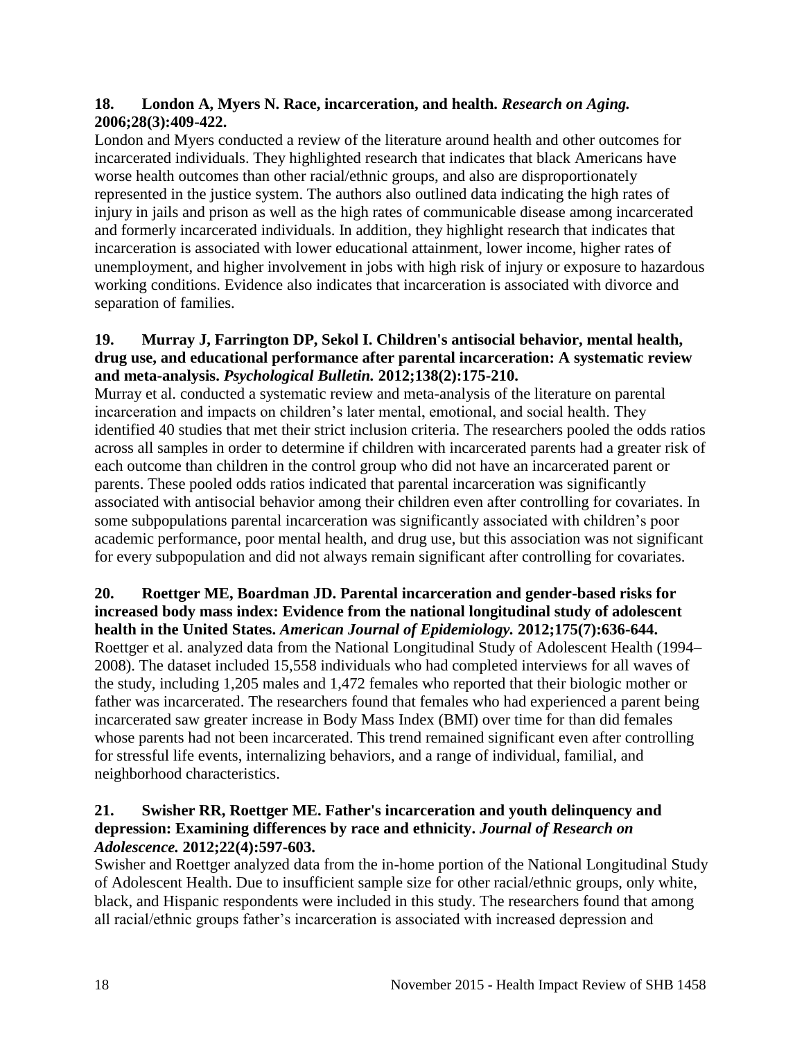**18. London A, Myers N. Race, incarceration, and health. *Research on Aging.* 2006;28(3):409-422.**

London and Myers conducted a review of the literature around health and other outcomes for incarcerated individuals. They highlighted research that indicates that black Americans have worse health outcomes than other racial/ethnic groups, and also are disproportionately represented in the justice system. The authors also outlined data indicating the high rates of injury in jails and prison as well as the high rates of communicable disease among incarcerated and formerly incarcerated individuals. In addition, they highlight research that indicates that incarceration is associated with lower educational attainment, lower income, higher rates of unemployment, and higher involvement in jobs with high risk of injury or exposure to hazardous working conditions. Evidence also indicates that incarceration is associated with divorce and separation of families.

**19. Murray J, Farrington DP, Sekol I. Children's antisocial behavior, mental health, drug use, and educational performance after parental incarceration: A systematic review and meta-analysis. *Psychological Bulletin.* 2012;138(2):175-210.**

Murray et al. conducted a systematic review and meta-analysis of the literature on parental incarceration and impacts on children's later mental, emotional, and social health. They identified 40 studies that met their strict inclusion criteria. The researchers pooled the odds ratios across all samples in order to determine if children with incarcerated parents had a greater risk of each outcome than children in the control group who did not have an incarcerated parent or parents. These pooled odds ratios indicated that parental incarceration was significantly associated with antisocial behavior among their children even after controlling for covariates. In some subpopulations parental incarceration was significantly associated with children's poor academic performance, poor mental health, and drug use, but this association was not significant for every subpopulation and did not always remain significant after controlling for covariates.

**20. Roettger ME, Boardman JD. Parental incarceration and gender-based risks for increased body mass index: Evidence from the national longitudinal study of adolescent health in the United States. *American Journal of Epidemiology.* 2012;175(7):636-644.**

Roettger et al. analyzed data from the National Longitudinal Study of Adolescent Health (1994–2008). The dataset included 15,558 individuals who had completed interviews for all waves of the study, including 1,205 males and 1,472 females who reported that their biologic mother or father was incarcerated. The researchers found that females who had experienced a parent being incarcerated saw greater increase in Body Mass Index (BMI) over time for than did females whose parents had not been incarcerated. This trend remained significant even after controlling for stressful life events, internalizing behaviors, and a range of individual, familial, and neighborhood characteristics.

**21. Swisher RR, Roettger ME. Father's incarceration and youth delinquency and depression: Examining differences by race and ethnicity. *Journal of Research on Adolescence.* 2012;22(4):597-603.**

Swisher and Roettger analyzed data from the in-home portion of the National Longitudinal Study of Adolescent Health. Due to insufficient sample size for other racial/ethnic groups, only white, black, and Hispanic respondents were included in this study. The researchers found that among all racial/ethnic groups father's incarceration is associated with increased depression and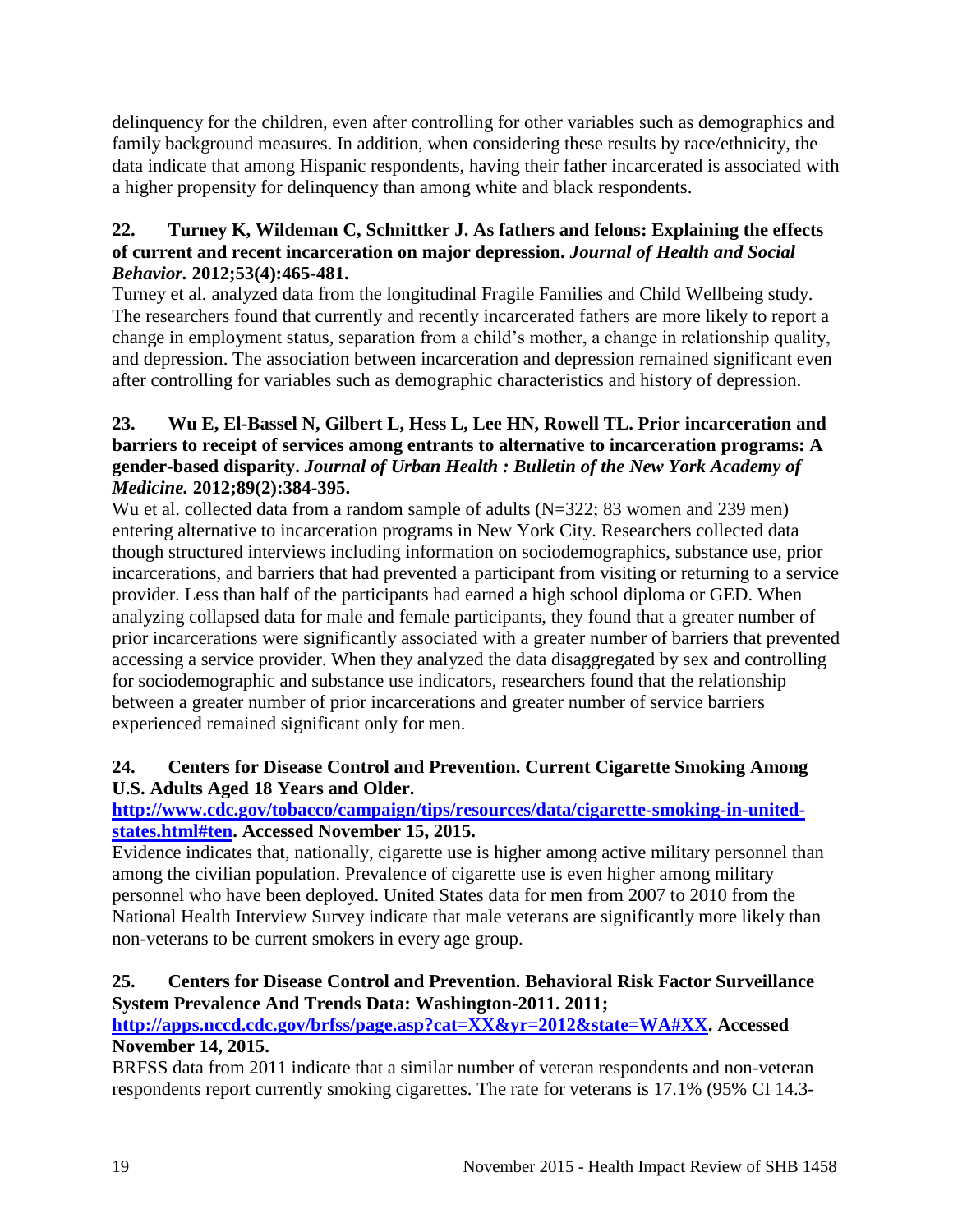delinquency for the children, even after controlling for other variables such as demographics and family background measures. In addition, when considering these results by race/ethnicity, the data indicate that among Hispanic respondents, having their father incarcerated is associated with a higher propensity for delinquency than among white and black respondents.

**22. Turney K, Wildeman C, Schnittker J. As fathers and felons: Explaining the effects of current and recent incarceration on major depression. *Journal of Health and Social Behavior.* 2012;53(4):465-481.**

Turney et al. analyzed data from the longitudinal Fragile Families and Child Wellbeing study. The researchers found that currently and recently incarcerated fathers are more likely to report a change in employment status, separation from a child's mother, a change in relationship quality, and depression. The association between incarceration and depression remained significant even after controlling for variables such as demographic characteristics and history of depression.

**23. Wu E, El-Bassel N, Gilbert L, Hess L, Lee HN, Rowell TL. Prior incarceration and barriers to receipt of services among entrants to alternative to incarceration programs: A gender-based disparity. *Journal of Urban Health : Bulletin of the New York Academy of Medicine.* 2012;89(2):384-395.**

Wu et al. collected data from a random sample of adults (N=322; 83 women and 239 men) entering alternative to incarceration programs in New York City. Researchers collected data though structured interviews including information on sociodemographics, substance use, prior incarcerations, and barriers that had prevented a participant from visiting or returning to a service provider. Less than half of the participants had earned a high school diploma or GED. When analyzing collapsed data for male and female participants, they found that a greater number of prior incarcerations were significantly associated with a greater number of barriers that prevented accessing a service provider. When they analyzed the data disaggregated by sex and controlling for sociodemographic and substance use indicators, researchers found that the relationship between a greater number of prior incarcerations and greater number of service barriers experienced remained significant only for men.

**24. Centers for Disease Control and Prevention. Current Cigarette Smoking Among U.S. Adults Aged 18 Years and Older. [http://www.cdc.gov/tobacco/campaign/tips/resources/data/cigarette-smoking-in-united-states.html#ten](http://www.cdc.gov/tobacco/campaign/tips/resources/data/cigarette-smoking-in-united-states.html#ten). Accessed November 15, 2015.**

Evidence indicates that, nationally, cigarette use is higher among active military personnel than among the civilian population. Prevalence of cigarette use is even higher among military personnel who have been deployed. United States data for men from 2007 to 2010 from the National Health Interview Survey indicate that male veterans are significantly more likely than non-veterans to be current smokers in every age group.

**25. Centers for Disease Control and Prevention. Behavioral Risk Factor Surveillance System Prevalence And Trends Data: Washington-2011. 2011; [http://apps.nccd.cdc.gov/brfss/page.asp?cat=XX&yr=2012&state=WA#XX](http://apps.nccd.cdc.gov/brfss/page.asp?cat=XX&yr=2012&state=WA#XX). Accessed November 14, 2015.**

BRFSS data from 2011 indicate that a similar number of veteran respondents and non-veteran respondents report currently smoking cigarettes. The rate for veterans is 17.1% (95% CI 14.3-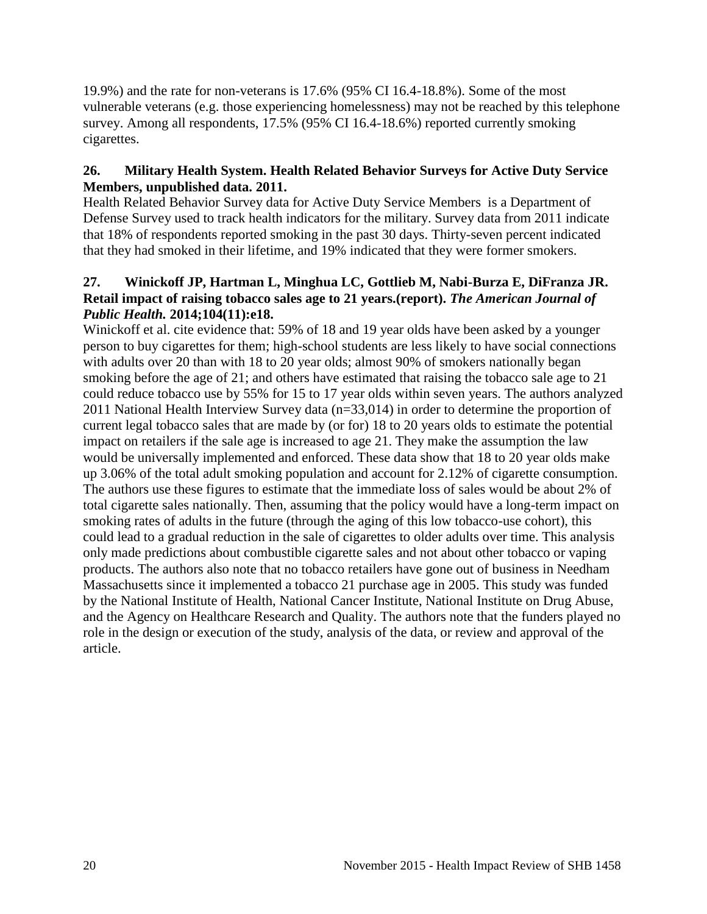19.9%) and the rate for non-veterans is 17.6% (95% CI 16.4-18.8%). Some of the most vulnerable veterans (e.g. those experiencing homelessness) may not be reached by this telephone survey. Among all respondents, 17.5% (95% CI 16.4-18.6%) reported currently smoking cigarettes.

**26. Military Health System. Health Related Behavior Surveys for Active Duty Service Members, unpublished data. 2011.**

Health Related Behavior Survey data for Active Duty Service Members is a Department of Defense Survey used to track health indicators for the military. Survey data from 2011 indicate that 18% of respondents reported smoking in the past 30 days. Thirty-seven percent indicated that they had smoked in their lifetime, and 19% indicated that they were former smokers.

**27. Winickoff JP, Hartman L, Minghua LC, Gottlieb M, Nabi-Burza E, DiFranza JR. Retail impact of raising tobacco sales age to 21 years.(report).** ***The American Journal of Public Health.*** **2014;104(11):e18.**

Winickoff et al. cite evidence that: 59% of 18 and 19 year olds have been asked by a younger person to buy cigarettes for them; high-school students are less likely to have social connections with adults over 20 than with 18 to 20 year olds; almost 90% of smokers nationally began smoking before the age of 21; and others have estimated that raising the tobacco sale age to 21 could reduce tobacco use by 55% for 15 to 17 year olds within seven years. The authors analyzed 2011 National Health Interview Survey data (n=33,014) in order to determine the proportion of current legal tobacco sales that are made by (or for) 18 to 20 years olds to estimate the potential impact on retailers if the sale age is increased to age 21. They make the assumption the law would be universally implemented and enforced. These data show that 18 to 20 year olds make up 3.06% of the total adult smoking population and account for 2.12% of cigarette consumption. The authors use these figures to estimate that the immediate loss of sales would be about 2% of total cigarette sales nationally. Then, assuming that the policy would have a long-term impact on smoking rates of adults in the future (through the aging of this low tobacco-use cohort), this could lead to a gradual reduction in the sale of cigarettes to older adults over time. This analysis only made predictions about combustible cigarette sales and not about other tobacco or vaping products. The authors also note that no tobacco retailers have gone out of business in Needham Massachusetts since it implemented a tobacco 21 purchase age in 2005. This study was funded by the National Institute of Health, National Cancer Institute, National Institute on Drug Abuse, and the Agency on Healthcare Research and Quality. The authors note that the funders played no role in the design or execution of the study, analysis of the data, or review and approval of the article.